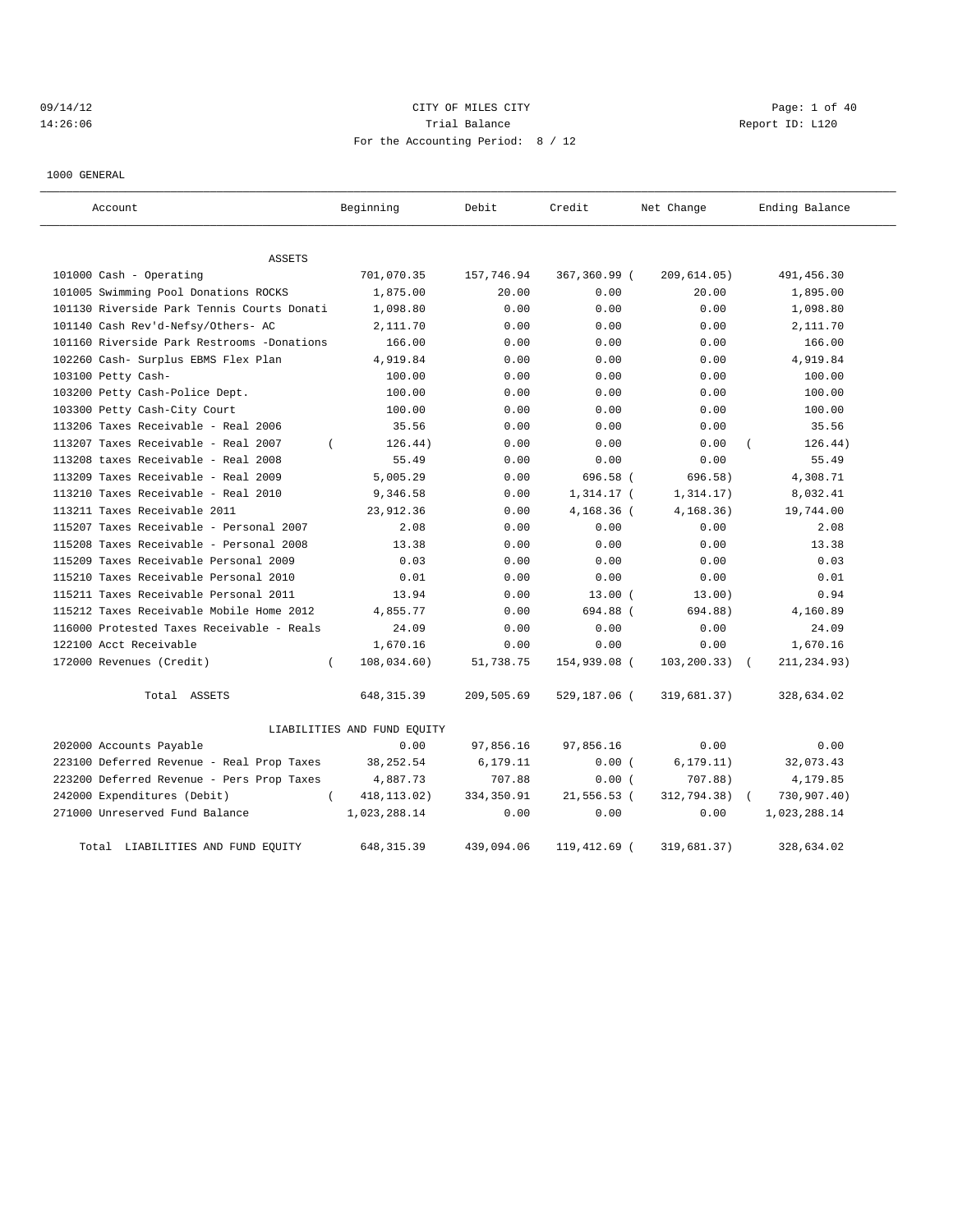CITY OF MILES CITY

Trial Balance

For the Accounting Period: 8 / 12

09/14/12 14:26:06 — Report ID: L120

1000 GENERAL

| Account | Beginning | Debit | Credit | Net Change | Ending Balance |
|---|---|---|---|---|---|
| **ASSETS** | | | | | |
| 101000 Cash - Operating | 701,070.35 | 157,746.94 | 367,360.99 | (209,614.05) | 491,456.30 |
| 101005 Swimming Pool Donations ROCKS | 1,875.00 | 20.00 | 0.00 | 20.00 | 1,895.00 |
| 101130 Riverside Park Tennis Courts Donati | 1,098.80 | 0.00 | 0.00 | 0.00 | 1,098.80 |
| 101140 Cash Rev'd-Nefsy/Others- AC | 2,111.70 | 0.00 | 0.00 | 0.00 | 2,111.70 |
| 101160 Riverside Park Restrooms -Donations | 166.00 | 0.00 | 0.00 | 0.00 | 166.00 |
| 102260 Cash- Surplus EBMS Flex Plan | 4,919.84 | 0.00 | 0.00 | 0.00 | 4,919.84 |
| 103100 Petty Cash- | 100.00 | 0.00 | 0.00 | 0.00 | 100.00 |
| 103200 Petty Cash-Police Dept. | 100.00 | 0.00 | 0.00 | 0.00 | 100.00 |
| 103300 Petty Cash-City Court | 100.00 | 0.00 | 0.00 | 0.00 | 100.00 |
| 113206 Taxes Receivable - Real 2006 | 35.56 | 0.00 | 0.00 | 0.00 | 35.56 |
| 113207 Taxes Receivable - Real 2007 | (126.44) | 0.00 | 0.00 | 0.00 | (126.44) |
| 113208 taxes Receivable - Real 2008 | 55.49 | 0.00 | 0.00 | 0.00 | 55.49 |
| 113209 Taxes Receivable - Real 2009 | 5,005.29 | 0.00 | 696.58 | (696.58) | 4,308.71 |
| 113210 Taxes Receivable - Real 2010 | 9,346.58 | 0.00 | 1,314.17 | (1,314.17) | 8,032.41 |
| 113211 Taxes Receivable 2011 | 23,912.36 | 0.00 | 4,168.36 | (4,168.36) | 19,744.00 |
| 115207 Taxes Receivable - Personal 2007 | 2.08 | 0.00 | 0.00 | 0.00 | 2.08 |
| 115208 Taxes Receivable - Personal 2008 | 13.38 | 0.00 | 0.00 | 0.00 | 13.38 |
| 115209 Taxes Receivable Personal 2009 | 0.03 | 0.00 | 0.00 | 0.00 | 0.03 |
| 115210 Taxes Receivable Personal 2010 | 0.01 | 0.00 | 0.00 | 0.00 | 0.01 |
| 115211 Taxes Receivable Personal 2011 | 13.94 | 0.00 | 13.00 | (13.00) | 0.94 |
| 115212 Taxes Receivable Mobile Home 2012 | 4,855.77 | 0.00 | 694.88 | (694.88) | 4,160.89 |
| 116000 Protested Taxes Receivable - Reals | 24.09 | 0.00 | 0.00 | 0.00 | 24.09 |
| 122100 Acct Receivable | 1,670.16 | 0.00 | 0.00 | 0.00 | 1,670.16 |
| 172000 Revenues (Credit) | (108,034.60) | 51,738.75 | 154,939.08 | (103,200.33) | (211,234.93) |
| Total ASSETS | 648,315.39 | 209,505.69 | 529,187.06 | (319,681.37) | 328,634.02 |
| **LIABILITIES AND FUND EQUITY** | | | | | |
| 202000 Accounts Payable | 0.00 | 97,856.16 | 97,856.16 | 0.00 | 0.00 |
| 223100 Deferred Revenue - Real Prop Taxes | 38,252.54 | 6,179.11 | 0.00 | (6,179.11) | 32,073.43 |
| 223200 Deferred Revenue - Pers Prop Taxes | 4,887.73 | 707.88 | 0.00 | (707.88) | 4,179.85 |
| 242000 Expenditures (Debit) | (418,113.02) | 334,350.91 | 21,556.53 | (312,794.38) | (730,907.40) |
| 271000 Unreserved Fund Balance | 1,023,288.14 | 0.00 | 0.00 | 0.00 | 1,023,288.14 |
| Total LIABILITIES AND FUND EQUITY | 648,315.39 | 439,094.06 | 119,412.69 | (319,681.37) | 328,634.02 |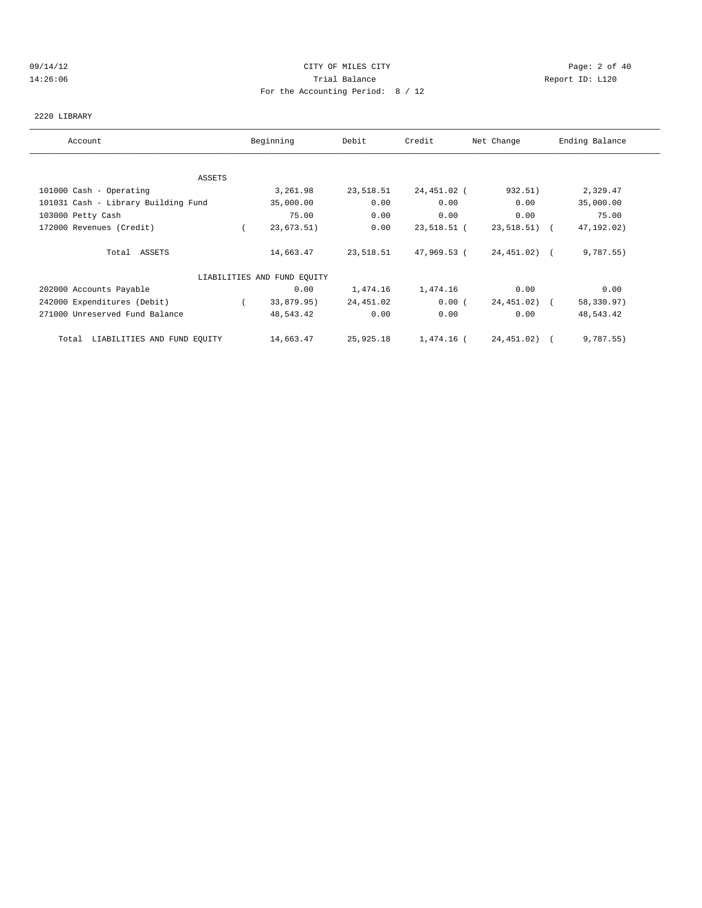CITY OF MILES CITY

Trial Balance

For the Accounting Period: 8 / 12

2220 LIBRARY

| Account | Beginning | Debit | Credit | Net Change | Ending Balance |
|---|---|---|---|---|---|
| ASSETS | | | | | |
| 101000 Cash - Operating | 3,261.98 | 23,518.51 | 24,451.02 | ( 932.51) | 2,329.47 |
| 101031 Cash - Library Building Fund | 35,000.00 | 0.00 | 0.00 | 0.00 | 35,000.00 |
| 103000 Petty Cash | 75.00 | 0.00 | 0.00 | 0.00 | 75.00 |
| 172000 Revenues (Credit) | ( 23,673.51) | 0.00 | 23,518.51 | ( 23,518.51) | ( 47,192.02) |
| Total ASSETS | 14,663.47 | 23,518.51 | 47,969.53 | ( 24,451.02) | ( 9,787.55) |
| LIABILITIES AND FUND EQUITY | | | | | |
| 202000 Accounts Payable | 0.00 | 1,474.16 | 1,474.16 | 0.00 | 0.00 |
| 242000 Expenditures (Debit) | ( 33,879.95) | 24,451.02 | 0.00 | ( 24,451.02) | ( 58,330.97) |
| 271000 Unreserved Fund Balance | 48,543.42 | 0.00 | 0.00 | 0.00 | 48,543.42 |
| Total LIABILITIES AND FUND EQUITY | 14,663.47 | 25,925.18 | 1,474.16 | ( 24,451.02) | ( 9,787.55) |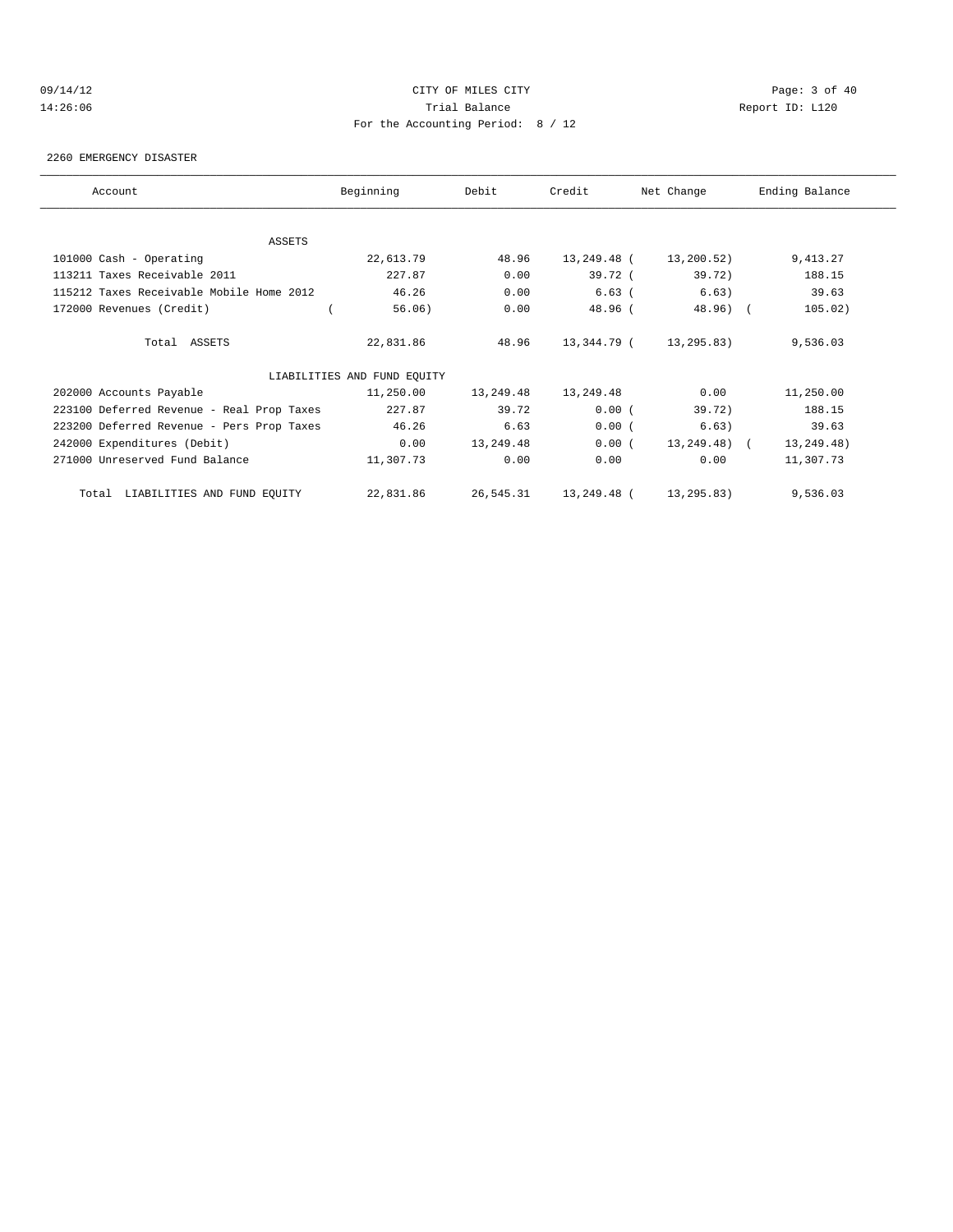CITY OF MILES CITY
Trial Balance
For the Accounting Period: 8 / 12

09/14/12
14:26:06

Report ID: L120

2260 EMERGENCY DISASTER

| Account | Beginning | Debit | Credit | Net Change | Ending Balance |
|---|---|---|---|---|---|
| ASSETS | | | | | |
| 101000 Cash - Operating | 22,613.79 | 48.96 | 13,249.48 | (13,200.52) | 9,413.27 |
| 113211 Taxes Receivable 2011 | 227.87 | 0.00 | 39.72 | (39.72) | 188.15 |
| 115212 Taxes Receivable Mobile Home 2012 | 46.26 | 0.00 | 6.63 | (6.63) | 39.63 |
| 172000 Revenues (Credit) | (56.06) | 0.00 | 48.96 | (48.96) | (105.02) |
| Total ASSETS | 22,831.86 | 48.96 | 13,344.79 | (13,295.83) | 9,536.03 |
| LIABILITIES AND FUND EQUITY | | | | | |
| 202000 Accounts Payable | 11,250.00 | 13,249.48 | 13,249.48 | 0.00 | 11,250.00 |
| 223100 Deferred Revenue - Real Prop Taxes | 227.87 | 39.72 | 0.00 | (39.72) | 188.15 |
| 223200 Deferred Revenue - Pers Prop Taxes | 46.26 | 6.63 | 0.00 | (6.63) | 39.63 |
| 242000 Expenditures (Debit) | 0.00 | 13,249.48 | 0.00 | (13,249.48) | (13,249.48) |
| 271000 Unreserved Fund Balance | 11,307.73 | 0.00 | 0.00 | 0.00 | 11,307.73 |
| Total LIABILITIES AND FUND EQUITY | 22,831.86 | 26,545.31 | 13,249.48 | (13,295.83) | 9,536.03 |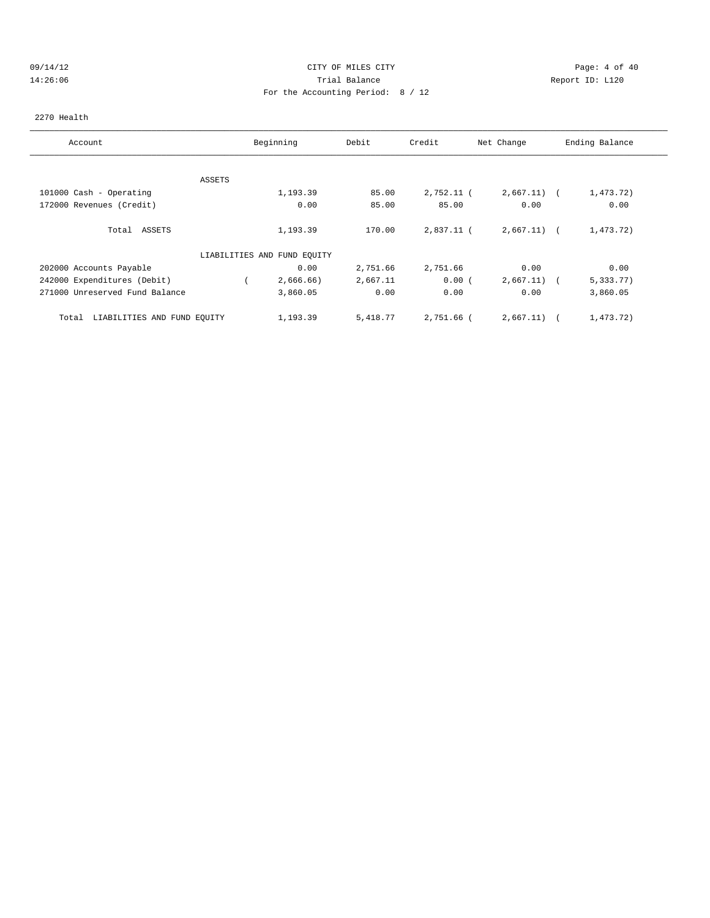09/14/12 CITY OF MILES CITY
14:26:06 Trial Balance Report ID: L120
For the Accounting Period: 8 / 12

2270 Health

| Account | Beginning | Debit | Credit | Net Change | Ending Balance |
|---|---|---|---|---|---|
| ASSETS | | | | | |
| 101000 Cash - Operating | 1,193.39 | 85.00 | 2,752.11 | ( 2,667.11) | ( 1,473.72) |
| 172000 Revenues (Credit) | 0.00 | 85.00 | 85.00 | 0.00 | 0.00 |
| Total ASSETS | 1,193.39 | 170.00 | 2,837.11 | ( 2,667.11) | ( 1,473.72) |
| LIABILITIES AND FUND EQUITY | | | | | |
| 202000 Accounts Payable | 0.00 | 2,751.66 | 2,751.66 | 0.00 | 0.00 |
| 242000 Expenditures (Debit) | ( 2,666.66) | 2,667.11 | 0.00 | ( 2,667.11) | ( 5,333.77) |
| 271000 Unreserved Fund Balance | 3,860.05 | 0.00 | 0.00 | 0.00 | 3,860.05 |
| Total LIABILITIES AND FUND EQUITY | 1,193.39 | 5,418.77 | 2,751.66 | ( 2,667.11) | ( 1,473.72) |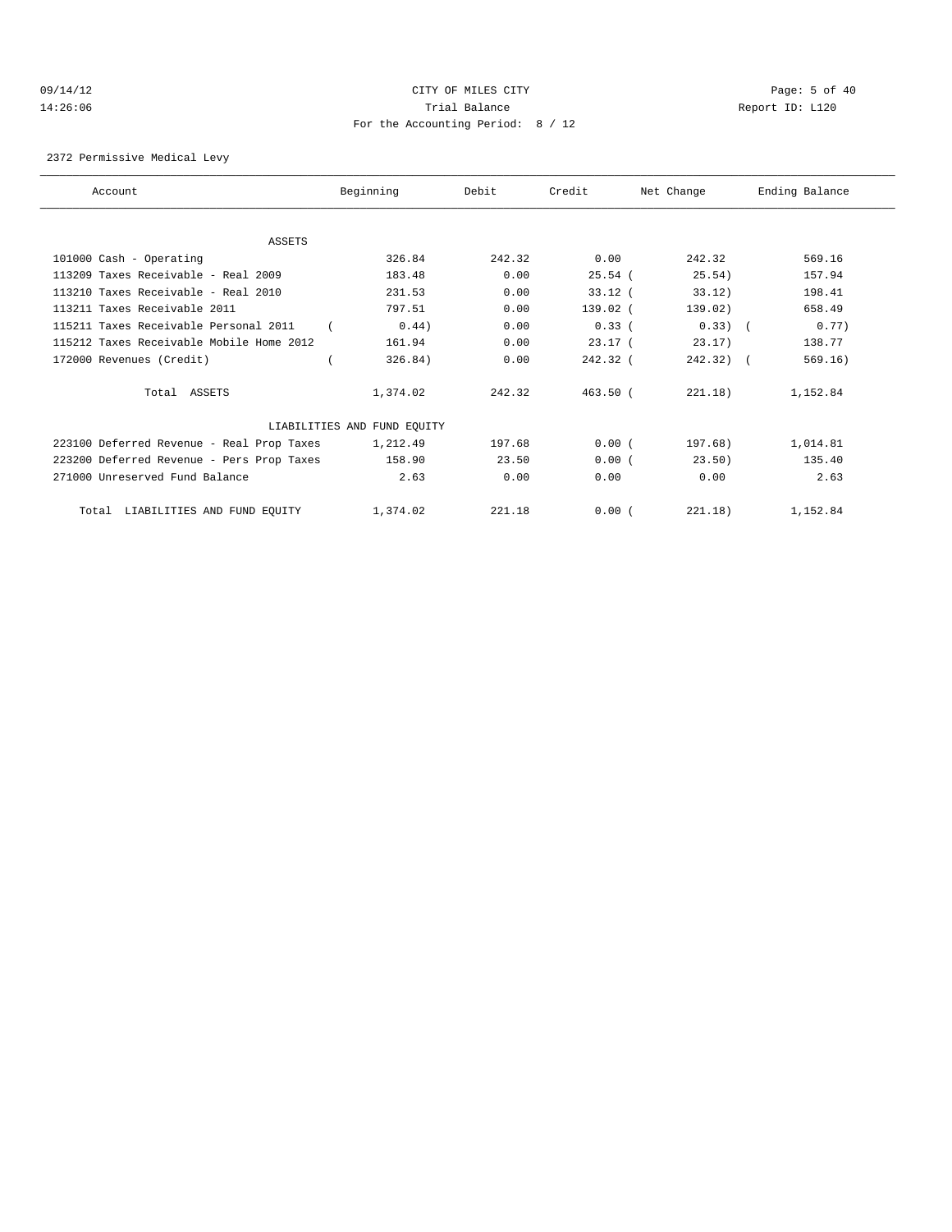CITY OF MILES CITY
Trial Balance
For the Accounting Period: 8 / 12

09/14/12
14:26:06

Report ID: L120

2372 Permissive Medical Levy

| Account | Beginning | Debit | Credit | Net Change | Ending Balance |
|---|---|---|---|---|---|
| ASSETS | | | | | |
| 101000 Cash - Operating | 326.84 | 242.32 | 0.00 | 242.32 | 569.16 |
| 113209 Taxes Receivable - Real 2009 | 183.48 | 0.00 | 25.54 | ( 25.54) | 157.94 |
| 113210 Taxes Receivable - Real 2010 | 231.53 | 0.00 | 33.12 | ( 33.12) | 198.41 |
| 113211 Taxes Receivable 2011 | 797.51 | 0.00 | 139.02 | ( 139.02) | 658.49 |
| 115211 Taxes Receivable Personal 2011 | ( 0.44) | 0.00 | 0.33 | ( 0.33) | ( 0.77) |
| 115212 Taxes Receivable Mobile Home 2012 | 161.94 | 0.00 | 23.17 | ( 23.17) | 138.77 |
| 172000 Revenues (Credit) | ( 326.84) | 0.00 | 242.32 | ( 242.32) | ( 569.16) |
| Total ASSETS | 1,374.02 | 242.32 | 463.50 | ( 221.18) | 1,152.84 |
| LIABILITIES AND FUND EQUITY | | | | | |
| 223100 Deferred Revenue - Real Prop Taxes | 1,212.49 | 197.68 | 0.00 | ( 197.68) | 1,014.81 |
| 223200 Deferred Revenue - Pers Prop Taxes | 158.90 | 23.50 | 0.00 | ( 23.50) | 135.40 |
| 271000 Unreserved Fund Balance | 2.63 | 0.00 | 0.00 | 0.00 | 2.63 |
| Total LIABILITIES AND FUND EQUITY | 1,374.02 | 221.18 | 0.00 | ( 221.18) | 1,152.84 |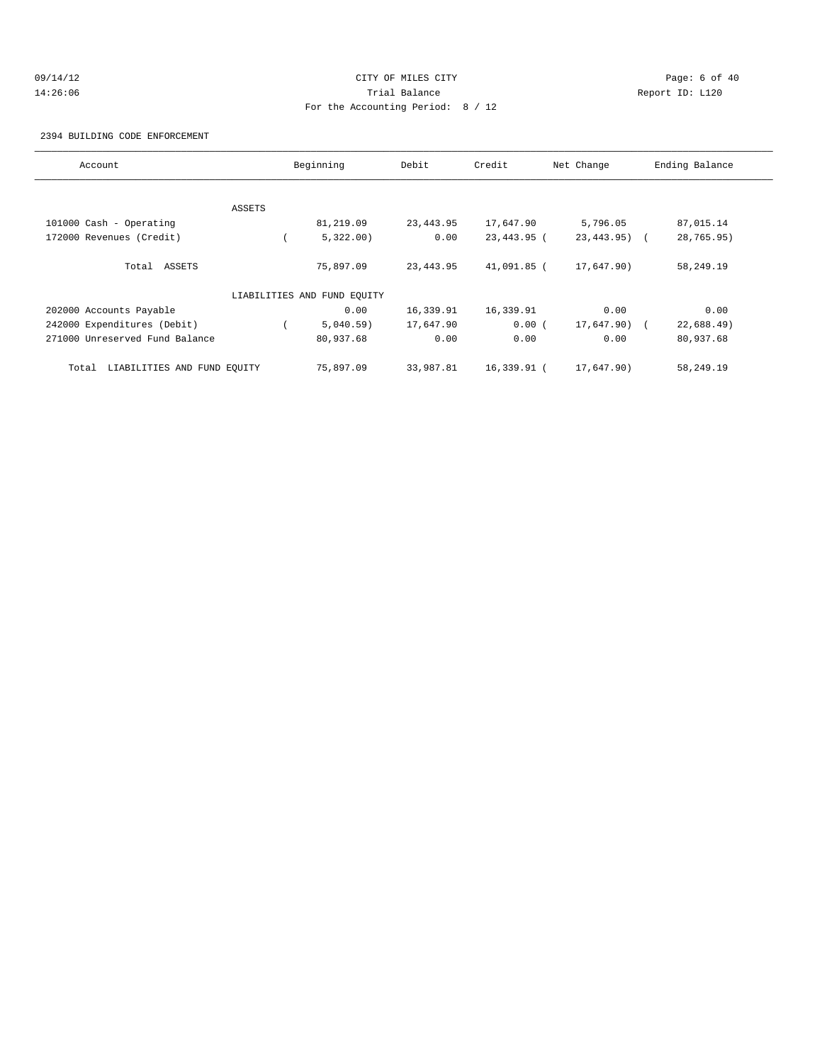CITY OF MILES CITY
Trial Balance
For the Accounting Period: 8 / 12

09/14/12
14:26:06

Report ID: L120

2394 BUILDING CODE ENFORCEMENT

| Account | Beginning | Debit | Credit | Net Change | Ending Balance |
|---|---|---|---|---|---|
| ASSETS | | | | | |
| 101000 Cash - Operating | 81,219.09 | 23,443.95 | 17,647.90 | 5,796.05 | 87,015.14 |
| 172000 Revenues (Credit) | ( 5,322.00) | 0.00 | 23,443.95 | ( 23,443.95) | ( 28,765.95) |
| Total ASSETS | 75,897.09 | 23,443.95 | 41,091.85 | ( 17,647.90) | 58,249.19 |
| LIABILITIES AND FUND EQUITY | | | | | |
| 202000 Accounts Payable | 0.00 | 16,339.91 | 16,339.91 | 0.00 | 0.00 |
| 242000 Expenditures (Debit) | ( 5,040.59) | 17,647.90 | 0.00 | ( 17,647.90) | ( 22,688.49) |
| 271000 Unreserved Fund Balance | 80,937.68 | 0.00 | 0.00 | 0.00 | 80,937.68 |
| Total LIABILITIES AND FUND EQUITY | 75,897.09 | 33,987.81 | 16,339.91 | ( 17,647.90) | 58,249.19 |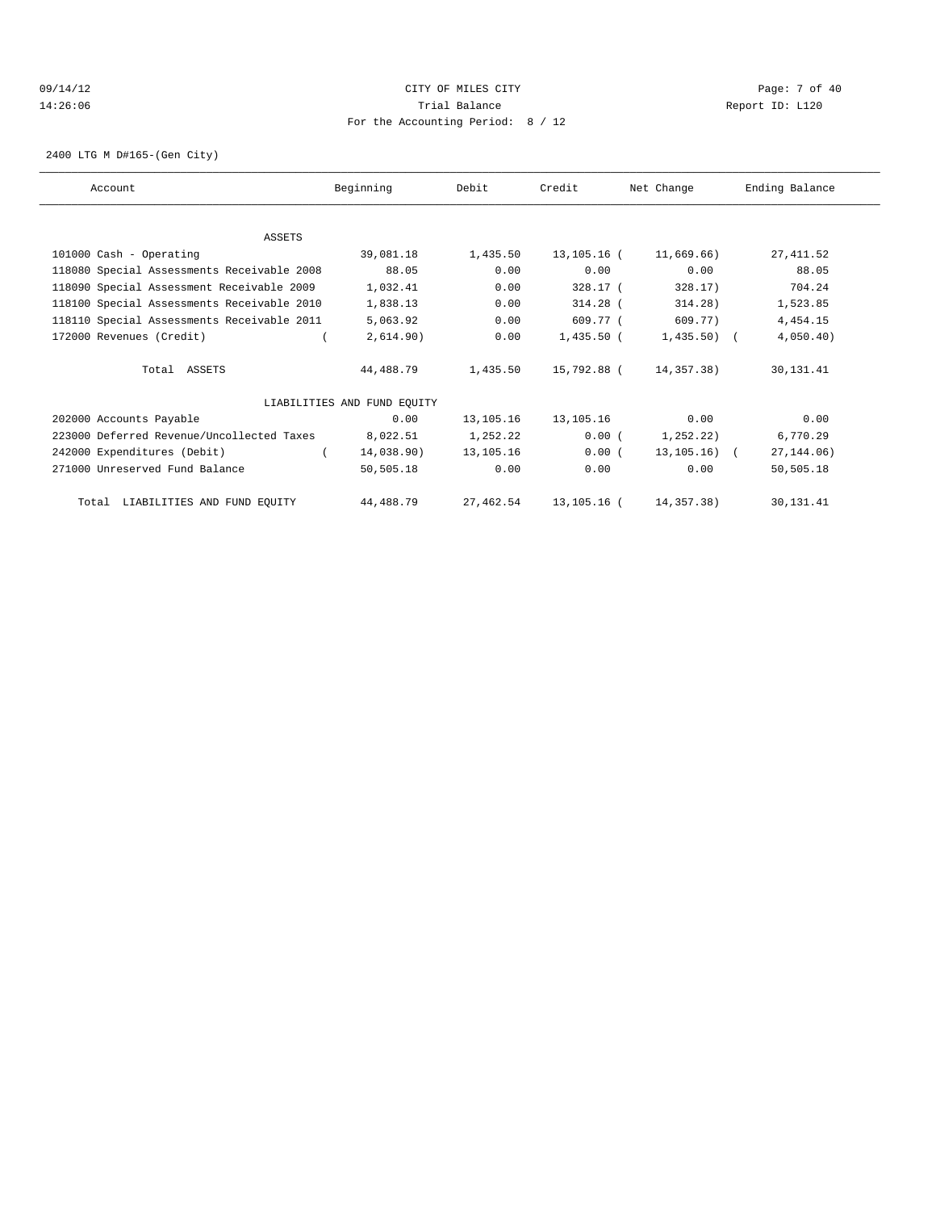CITY OF MILES CITY

Trial Balance

For the Accounting Period: 8 / 12

09/14/12
14:26:06

Report ID: L120

2400 LTG M D#165-(Gen City)

| Account | Beginning | Debit | Credit | Net Change | Ending Balance |
|---|---|---|---|---|---|
| ASSETS | | | | | |
| 101000 Cash - Operating | 39,081.18 | 1,435.50 | 13,105.16 | ( 11,669.66) | 27,411.52 |
| 118080 Special Assessments Receivable 2008 | 88.05 | 0.00 | 0.00 | 0.00 | 88.05 |
| 118090 Special Assessment Receivable 2009 | 1,032.41 | 0.00 | 328.17 | ( 328.17) | 704.24 |
| 118100 Special Assessments Receivable 2010 | 1,838.13 | 0.00 | 314.28 | ( 314.28) | 1,523.85 |
| 118110 Special Assessments Receivable 2011 | 5,063.92 | 0.00 | 609.77 | ( 609.77) | 4,454.15 |
| 172000 Revenues (Credit) | ( 2,614.90) | 0.00 | 1,435.50 | ( 1,435.50) | ( 4,050.40) |
| Total ASSETS | 44,488.79 | 1,435.50 | 15,792.88 | ( 14,357.38) | 30,131.41 |
| LIABILITIES AND FUND EQUITY | | | | | |
| 202000 Accounts Payable | 0.00 | 13,105.16 | 13,105.16 | 0.00 | 0.00 |
| 223000 Deferred Revenue/Uncollected Taxes | 8,022.51 | 1,252.22 | 0.00 | ( 1,252.22) | 6,770.29 |
| 242000 Expenditures (Debit) | ( 14,038.90) | 13,105.16 | 0.00 | ( 13,105.16) | ( 27,144.06) |
| 271000 Unreserved Fund Balance | 50,505.18 | 0.00 | 0.00 | 0.00 | 50,505.18 |
| Total LIABILITIES AND FUND EQUITY | 44,488.79 | 27,462.54 | 13,105.16 | ( 14,357.38) | 30,131.41 |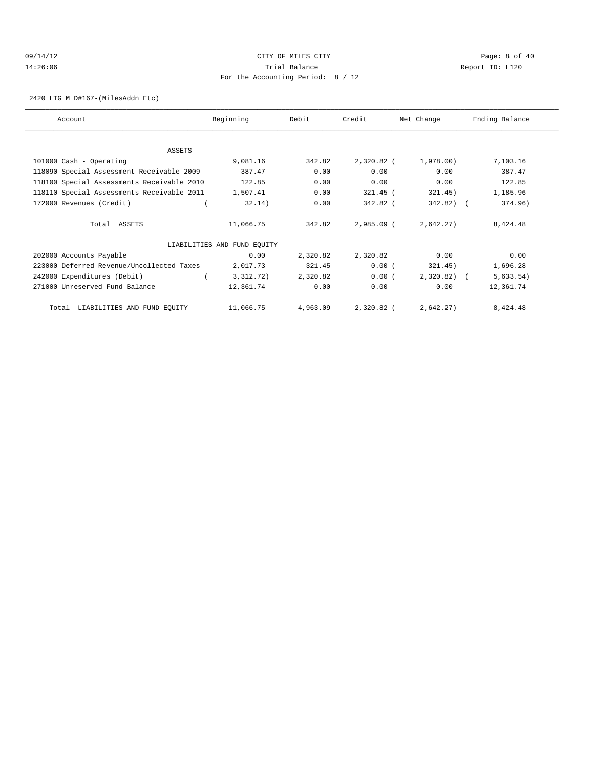CITY OF MILES CITY
Trial Balance
For the Accounting Period: 8 / 12

09/14/12
14:26:06

Report ID: L120

2420 LTG M D#167-(MilesAddn Etc)

| Account | Beginning | Debit | Credit | Net Change | Ending Balance |
|---|---|---|---|---|---|
| ASSETS | | | | | |
| 101000 Cash - Operating | 9,081.16 | 342.82 | 2,320.82 | (1,978.00) | 7,103.16 |
| 118090 Special Assessment Receivable 2009 | 387.47 | 0.00 | 0.00 | 0.00 | 387.47 |
| 118100 Special Assessments Receivable 2010 | 122.85 | 0.00 | 0.00 | 0.00 | 122.85 |
| 118110 Special Assessments Receivable 2011 | 1,507.41 | 0.00 | 321.45 | (321.45) | 1,185.96 |
| 172000 Revenues (Credit) | (32.14) | 0.00 | 342.82 | (342.82) | (374.96) |
| Total ASSETS | 11,066.75 | 342.82 | 2,985.09 | (2,642.27) | 8,424.48 |
| LIABILITIES AND FUND EQUITY | | | | | |
| 202000 Accounts Payable | 0.00 | 2,320.82 | 2,320.82 | 0.00 | 0.00 |
| 223000 Deferred Revenue/Uncollected Taxes | 2,017.73 | 321.45 | 0.00 | (321.45) | 1,696.28 |
| 242000 Expenditures (Debit) | (3,312.72) | 2,320.82 | 0.00 | (2,320.82) | (5,633.54) |
| 271000 Unreserved Fund Balance | 12,361.74 | 0.00 | 0.00 | 0.00 | 12,361.74 |
| Total LIABILITIES AND FUND EQUITY | 11,066.75 | 4,963.09 | 2,320.82 | (2,642.27) | 8,424.48 |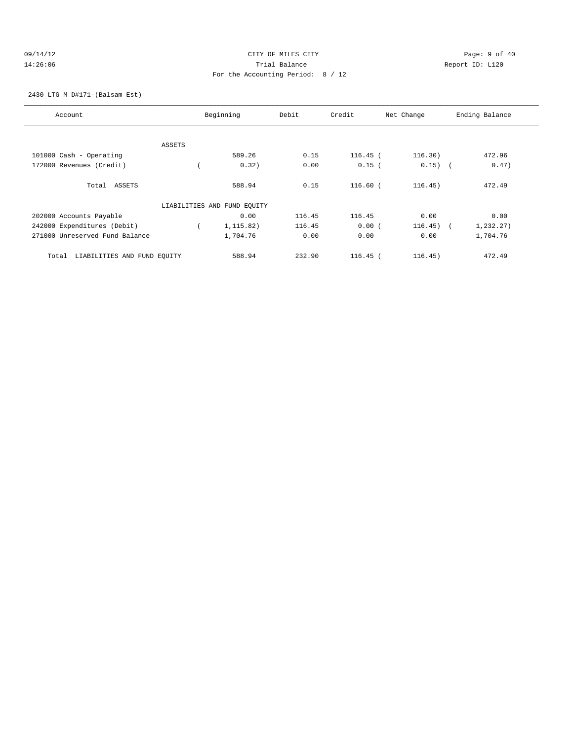CITY OF MILES CITY
Trial Balance
For the Accounting Period: 8 / 12

09/14/12
14:26:06

Report ID: L120

2430 LTG M D#171-(Balsam Est)

| Account | Beginning | Debit | Credit | Net Change | Ending Balance |
|---|---|---|---|---|---|
| ASSETS | | | | | |
| 101000 Cash - Operating | 589.26 | 0.15 | 116.45 | ( 116.30) | 472.96 |
| 172000 Revenues (Credit) | ( 0.32) | 0.00 | 0.15 | ( 0.15) | ( 0.47) |
| Total ASSETS | 588.94 | 0.15 | 116.60 | ( 116.45) | 472.49 |
| LIABILITIES AND FUND EQUITY | | | | | |
| 202000 Accounts Payable | 0.00 | 116.45 | 116.45 | 0.00 | 0.00 |
| 242000 Expenditures (Debit) | ( 1,115.82) | 116.45 | 0.00 | ( 116.45) | ( 1,232.27) |
| 271000 Unreserved Fund Balance | 1,704.76 | 0.00 | 0.00 | 0.00 | 1,704.76 |
| Total LIABILITIES AND FUND EQUITY | 588.94 | 232.90 | 116.45 | ( 116.45) | 472.49 |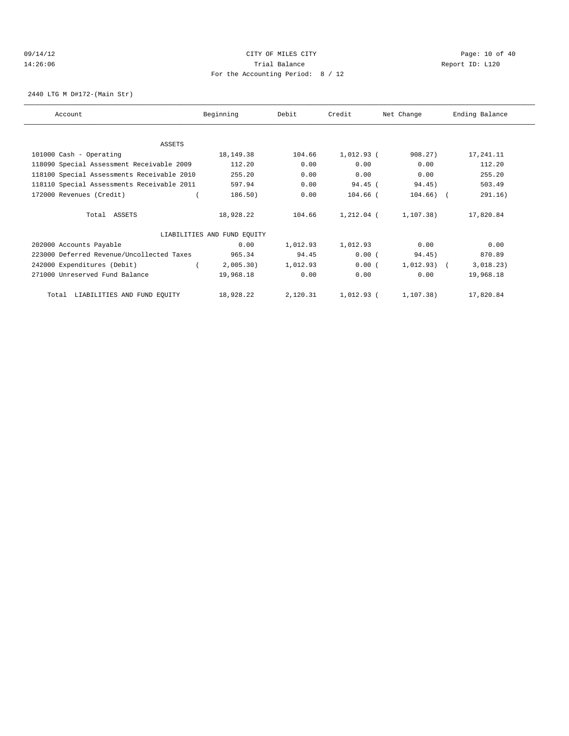CITY OF MILES CITY
Trial Balance
For the Accounting Period: 8 / 12

09/14/12
14:26:06

Report ID: L120

2440 LTG M D#172-(Main Str)

| Account | Beginning | Debit | Credit | Net Change | Ending Balance |
|---|---|---|---|---|---|
| ASSETS | | | | | |
| 101000 Cash - Operating | 18,149.38 | 104.66 | 1,012.93 | ( 908.27) | 17,241.11 |
| 118090 Special Assessment Receivable 2009 | 112.20 | 0.00 | 0.00 | 0.00 | 112.20 |
| 118100 Special Assessments Receivable 2010 | 255.20 | 0.00 | 0.00 | 0.00 | 255.20 |
| 118110 Special Assessments Receivable 2011 | 597.94 | 0.00 | 94.45 | ( 94.45) | 503.49 |
| 172000 Revenues (Credit) | ( 186.50) | 0.00 | 104.66 | ( 104.66) | ( 291.16) |
| Total ASSETS | 18,928.22 | 104.66 | 1,212.04 | ( 1,107.38) | 17,820.84 |
| LIABILITIES AND FUND EQUITY | | | | | |
| 202000 Accounts Payable | 0.00 | 1,012.93 | 1,012.93 | 0.00 | 0.00 |
| 223000 Deferred Revenue/Uncollected Taxes | 965.34 | 94.45 | 0.00 | ( 94.45) | 870.89 |
| 242000 Expenditures (Debit) | ( 2,005.30) | 1,012.93 | 0.00 | ( 1,012.93) | ( 3,018.23) |
| 271000 Unreserved Fund Balance | 19,968.18 | 0.00 | 0.00 | 0.00 | 19,968.18 |
| Total LIABILITIES AND FUND EQUITY | 18,928.22 | 2,120.31 | 1,012.93 | ( 1,107.38) | 17,820.84 |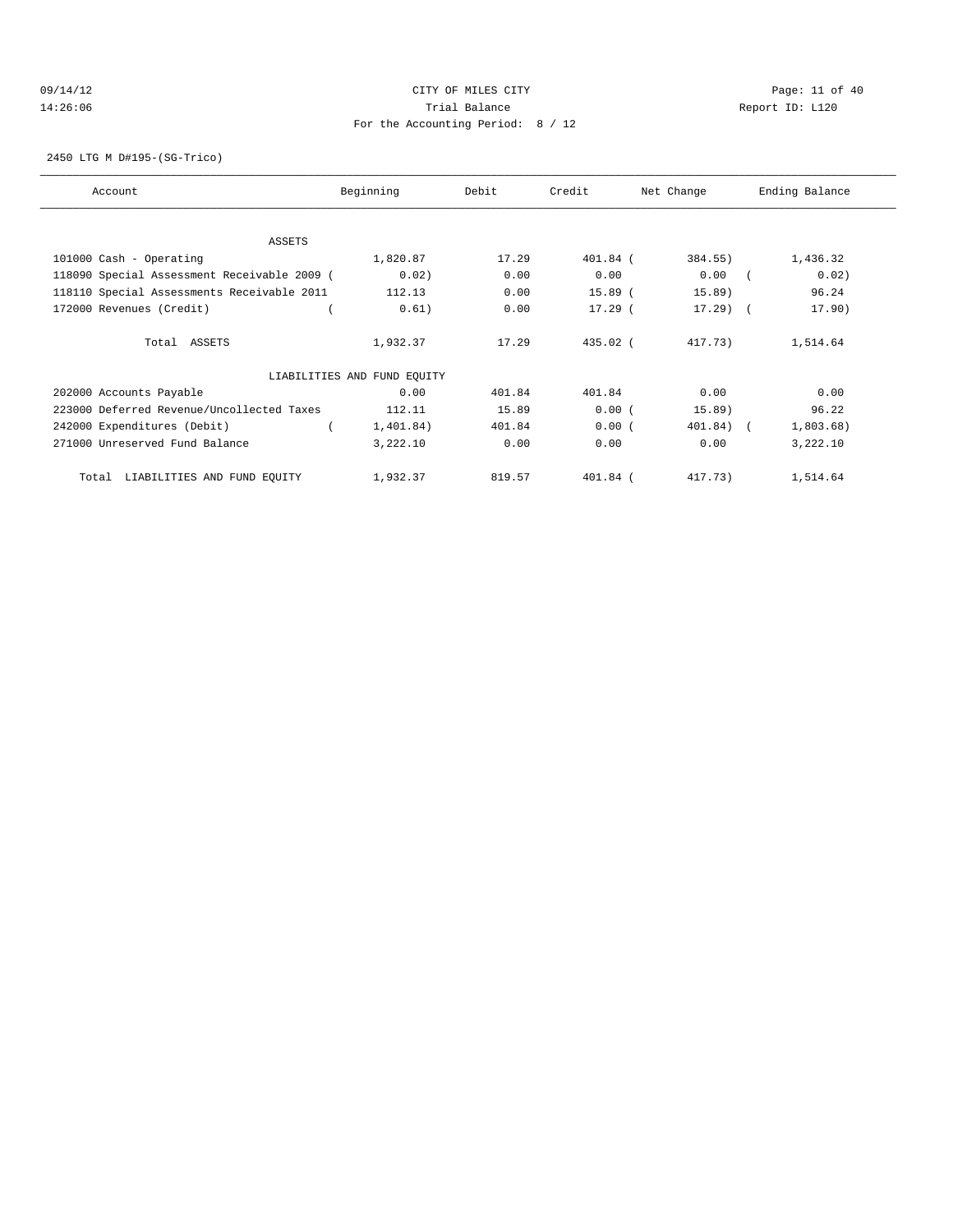CITY OF MILES CITY

Trial Balance

For the Accounting Period: 8 / 12

09/14/12 14:26:06 — Report ID: L120

2450 LTG M D#195-(SG-Trico)

| Account | Beginning | Debit | Credit | Net Change | Ending Balance |
|---|---|---|---|---|---|
| ASSETS | | | | | |
| 101000 Cash - Operating | 1,820.87 | 17.29 | 401.84 | ( 384.55) | 1,436.32 |
| 118090 Special Assessment Receivable 2009 | ( 0.02) | 0.00 | 0.00 | 0.00 | ( 0.02) |
| 118110 Special Assessments Receivable 2011 | 112.13 | 0.00 | 15.89 | ( 15.89) | 96.24 |
| 172000 Revenues (Credit) | ( 0.61) | 0.00 | 17.29 | ( 17.29) | ( 17.90) |
| Total ASSETS | 1,932.37 | 17.29 | 435.02 | ( 417.73) | 1,514.64 |
| LIABILITIES AND FUND EQUITY | | | | | |
| 202000 Accounts Payable | 0.00 | 401.84 | 401.84 | 0.00 | 0.00 |
| 223000 Deferred Revenue/Uncollected Taxes | 112.11 | 15.89 | 0.00 | ( 15.89) | 96.22 |
| 242000 Expenditures (Debit) | ( 1,401.84) | 401.84 | 0.00 | ( 401.84) | ( 1,803.68) |
| 271000 Unreserved Fund Balance | 3,222.10 | 0.00 | 0.00 | 0.00 | 3,222.10 |
| Total LIABILITIES AND FUND EQUITY | 1,932.37 | 819.57 | 401.84 | ( 417.73) | 1,514.64 |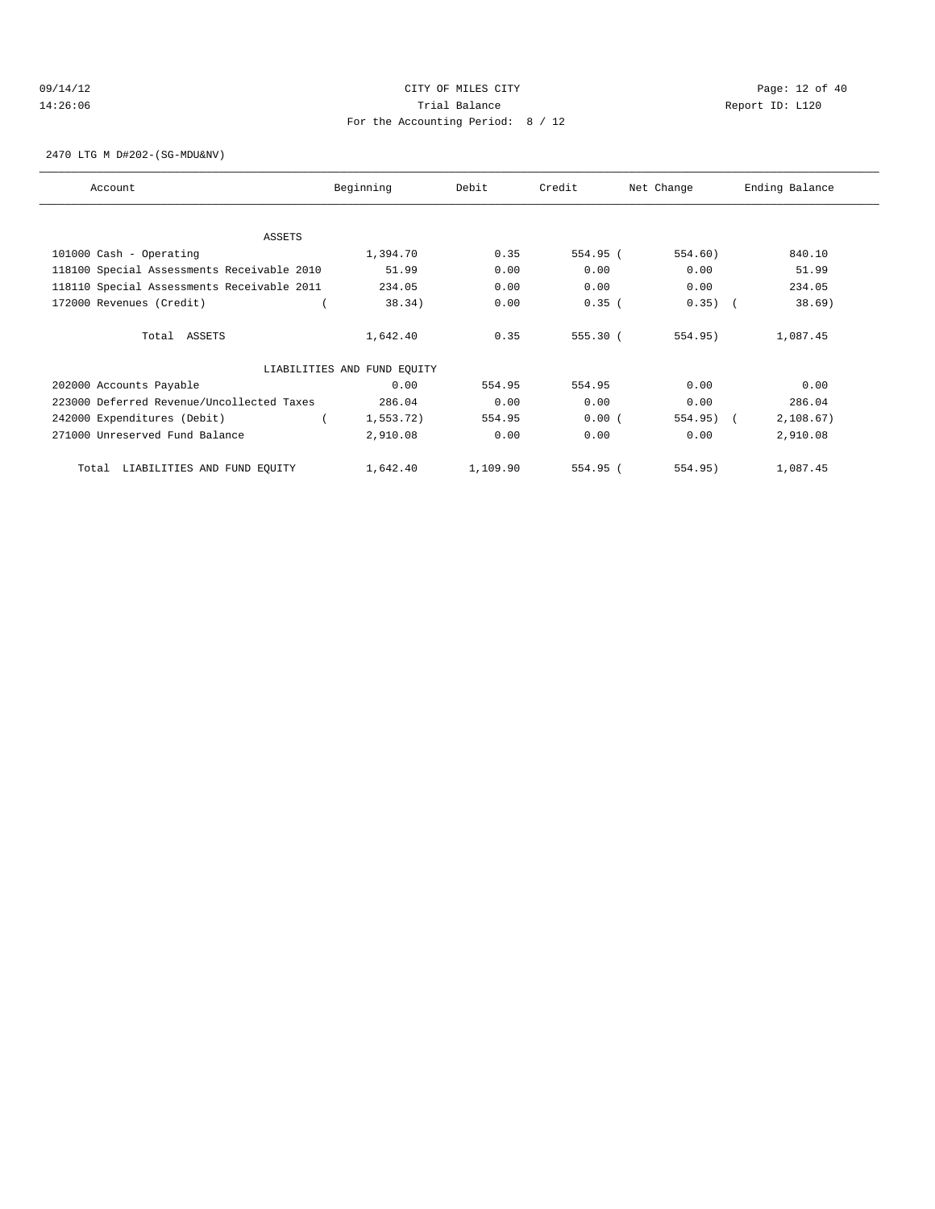CITY OF MILES CITY
Trial Balance
For the Accounting Period: 8 / 12

09/14/12
14:26:06

Report ID: L120

2470 LTG M D#202-(SG-MDU&NV)

| Account | Beginning | Debit | Credit | Net Change | Ending Balance |
|---|---|---|---|---|---|
| ASSETS | | | | | |
| 101000 Cash - Operating | 1,394.70 | 0.35 | 554.95 | ( 554.60) | 840.10 |
| 118100 Special Assessments Receivable 2010 | 51.99 | 0.00 | 0.00 | 0.00 | 51.99 |
| 118110 Special Assessments Receivable 2011 | 234.05 | 0.00 | 0.00 | 0.00 | 234.05 |
| 172000 Revenues (Credit) | ( 38.34) | 0.00 | 0.35 | ( 0.35) | ( 38.69) |
| Total ASSETS | 1,642.40 | 0.35 | 555.30 | ( 554.95) | 1,087.45 |
| LIABILITIES AND FUND EQUITY | | | | | |
| 202000 Accounts Payable | 0.00 | 554.95 | 554.95 | 0.00 | 0.00 |
| 223000 Deferred Revenue/Uncollected Taxes | 286.04 | 0.00 | 0.00 | 0.00 | 286.04 |
| 242000 Expenditures (Debit) | ( 1,553.72) | 554.95 | 0.00 | ( 554.95) | ( 2,108.67) |
| 271000 Unreserved Fund Balance | 2,910.08 | 0.00 | 0.00 | 0.00 | 2,910.08 |
| Total LIABILITIES AND FUND EQUITY | 1,642.40 | 1,109.90 | 554.95 | ( 554.95) | 1,087.45 |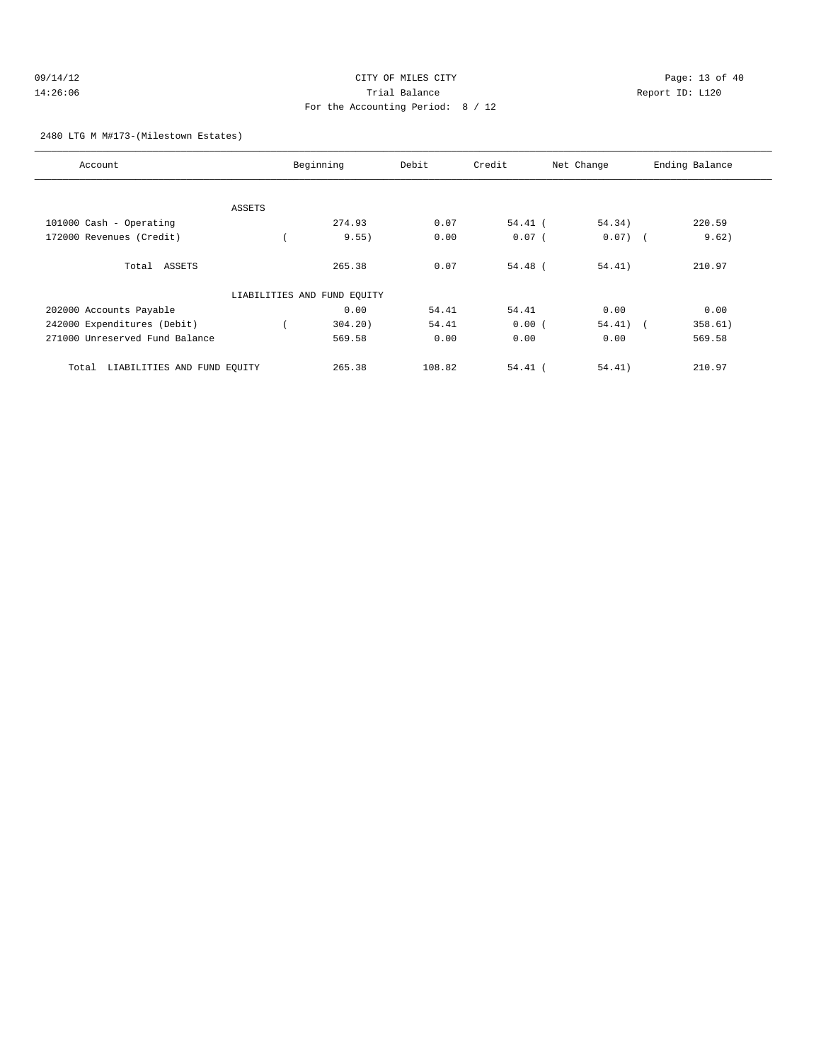CITY OF MILES CITY
Trial Balance
For the Accounting Period: 8 / 12

09/14/12 14:26:06 Report ID: L120

2480 LTG M M#173-(Milestown Estates)

| Account | Beginning | Debit | Credit | Net Change | Ending Balance |
|---|---|---|---|---|---|
| ASSETS | | | | | |
| 101000 Cash - Operating | 274.93 | 0.07 | 54.41 | ( 54.34) | 220.59 |
| 172000 Revenues (Credit) | ( 9.55) | 0.00 | 0.07 | ( 0.07) | ( 9.62) |
| Total ASSETS | 265.38 | 0.07 | 54.48 | ( 54.41) | 210.97 |
| LIABILITIES AND FUND EQUITY | | | | | |
| 202000 Accounts Payable | 0.00 | 54.41 | 54.41 | 0.00 | 0.00 |
| 242000 Expenditures (Debit) | ( 304.20) | 54.41 | 0.00 | ( 54.41) | ( 358.61) |
| 271000 Unreserved Fund Balance | 569.58 | 0.00 | 0.00 | 0.00 | 569.58 |
| Total LIABILITIES AND FUND EQUITY | 265.38 | 108.82 | 54.41 | ( 54.41) | 210.97 |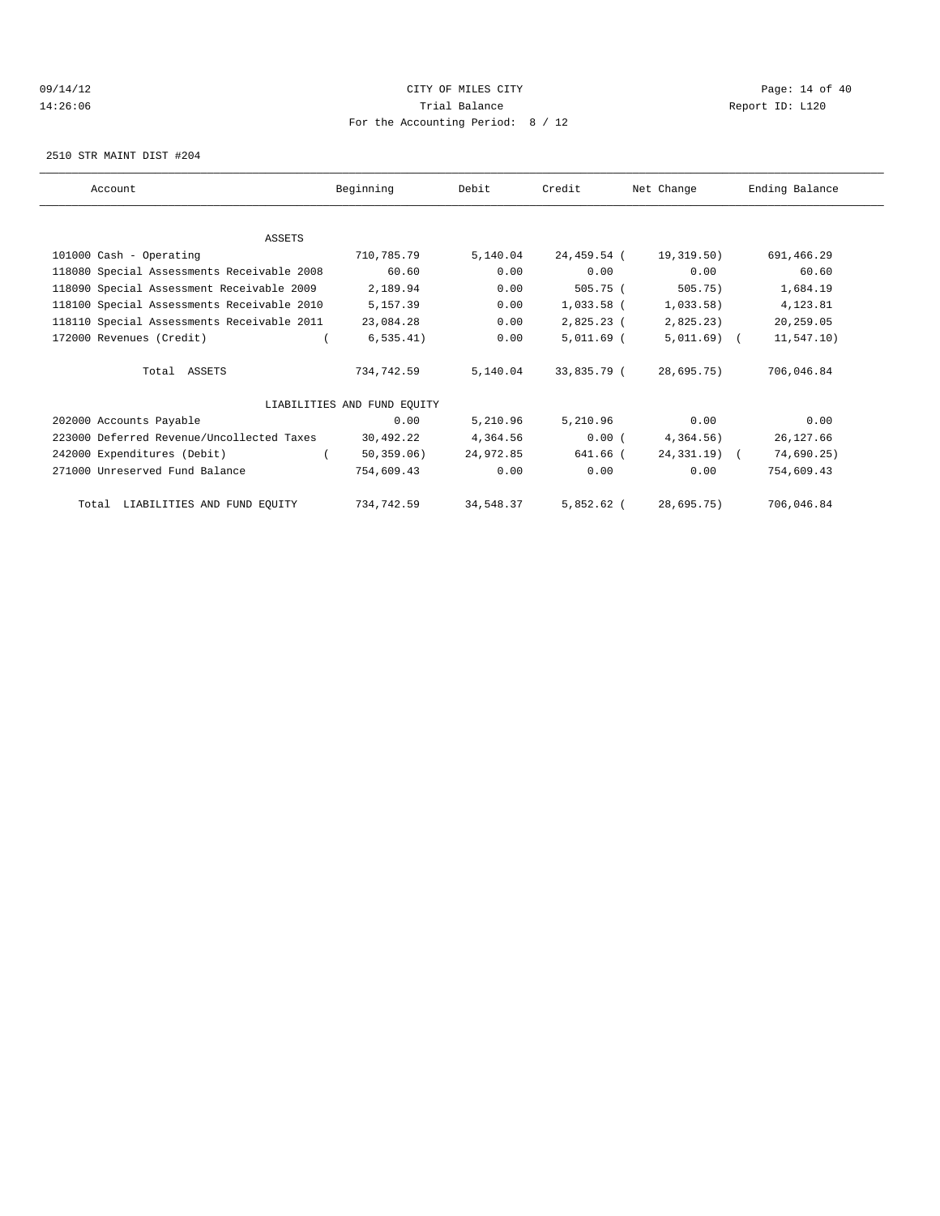CITY OF MILES CITY

Trial Balance

For the Accounting Period: 8 / 12

09/14/12 14:26:06

Report ID: L120

2510 STR MAINT DIST #204

| Account | Beginning | Debit | Credit | Net Change | Ending Balance |
|---|---|---|---|---|---|
| ASSETS | | | | | |
| 101000 Cash - Operating | 710,785.79 | 5,140.04 | 24,459.54 | ( 19,319.50) | 691,466.29 |
| 118080 Special Assessments Receivable 2008 | 60.60 | 0.00 | 0.00 | 0.00 | 60.60 |
| 118090 Special Assessment Receivable 2009 | 2,189.94 | 0.00 | 505.75 | ( 505.75) | 1,684.19 |
| 118100 Special Assessments Receivable 2010 | 5,157.39 | 0.00 | 1,033.58 | ( 1,033.58) | 4,123.81 |
| 118110 Special Assessments Receivable 2011 | 23,084.28 | 0.00 | 2,825.23 | ( 2,825.23) | 20,259.05 |
| 172000 Revenues (Credit) | ( 6,535.41) | 0.00 | 5,011.69 | ( 5,011.69) | ( 11,547.10) |
| Total ASSETS | 734,742.59 | 5,140.04 | 33,835.79 | ( 28,695.75) | 706,046.84 |
| LIABILITIES AND FUND EQUITY | | | | | |
| 202000 Accounts Payable | 0.00 | 5,210.96 | 5,210.96 | 0.00 | 0.00 |
| 223000 Deferred Revenue/Uncollected Taxes | 30,492.22 | 4,364.56 | 0.00 | ( 4,364.56) | 26,127.66 |
| 242000 Expenditures (Debit) | ( 50,359.06) | 24,972.85 | 641.66 | ( 24,331.19) | ( 74,690.25) |
| 271000 Unreserved Fund Balance | 754,609.43 | 0.00 | 0.00 | 0.00 | 754,609.43 |
| Total LIABILITIES AND FUND EQUITY | 734,742.59 | 34,548.37 | 5,852.62 | ( 28,695.75) | 706,046.84 |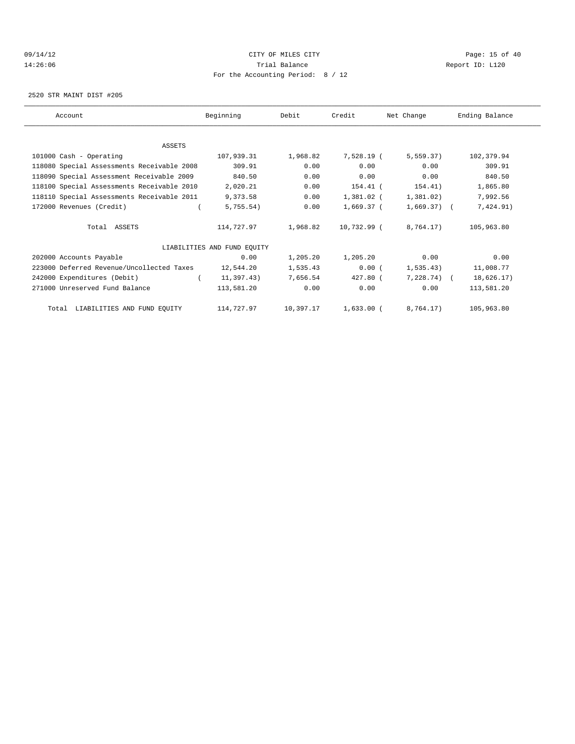CITY OF MILES CITY
Trial Balance
For the Accounting Period: 8 / 12

09/14/12
14:26:06

Report ID: L120

2520 STR MAINT DIST #205

| Account | Beginning | Debit | Credit | Net Change | Ending Balance |
|---|---|---|---|---|---|
| ASSETS | | | | | |
| 101000 Cash - Operating | 107,939.31 | 1,968.82 | 7,528.19 | ( 5,559.37) | 102,379.94 |
| 118080 Special Assessments Receivable 2008 | 309.91 | 0.00 | 0.00 | 0.00 | 309.91 |
| 118090 Special Assessment Receivable 2009 | 840.50 | 0.00 | 0.00 | 0.00 | 840.50 |
| 118100 Special Assessments Receivable 2010 | 2,020.21 | 0.00 | 154.41 | ( 154.41) | 1,865.80 |
| 118110 Special Assessments Receivable 2011 | 9,373.58 | 0.00 | 1,381.02 | ( 1,381.02) | 7,992.56 |
| 172000 Revenues (Credit) | ( 5,755.54) | 0.00 | 1,669.37 | ( 1,669.37) | ( 7,424.91) |
| Total ASSETS | 114,727.97 | 1,968.82 | 10,732.99 | ( 8,764.17) | 105,963.80 |
| LIABILITIES AND FUND EQUITY | | | | | |
| 202000 Accounts Payable | 0.00 | 1,205.20 | 1,205.20 | 0.00 | 0.00 |
| 223000 Deferred Revenue/Uncollected Taxes | 12,544.20 | 1,535.43 | 0.00 | ( 1,535.43) | 11,008.77 |
| 242000 Expenditures (Debit) | ( 11,397.43) | 7,656.54 | 427.80 | ( 7,228.74) | ( 18,626.17) |
| 271000 Unreserved Fund Balance | 113,581.20 | 0.00 | 0.00 | 0.00 | 113,581.20 |
| Total LIABILITIES AND FUND EQUITY | 114,727.97 | 10,397.17 | 1,633.00 | ( 8,764.17) | 105,963.80 |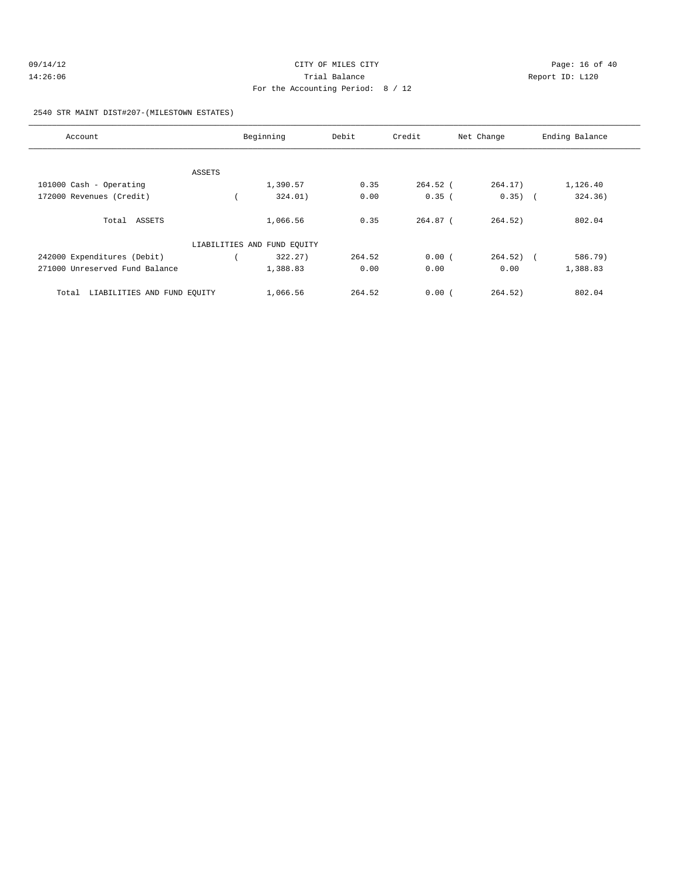09/14/12 CITY OF MILES CITY
14:26:06 Trial Balance Report ID: L120
For the Accounting Period: 8 / 12

2540 STR MAINT DIST#207-(MILESTOWN ESTATES)

| Account | Beginning | Debit | Credit | Net Change | Ending Balance |
|---|---|---|---|---|---|
| ASSETS | | | | | |
| 101000 Cash - Operating | 1,390.57 | 0.35 | 264.52 | ( 264.17) | 1,126.40 |
| 172000 Revenues (Credit) | ( 324.01) | 0.00 | 0.35 | ( 0.35) | ( 324.36) |
| Total ASSETS | 1,066.56 | 0.35 | 264.87 | ( 264.52) | 802.04 |
| LIABILITIES AND FUND EQUITY | | | | | |
| 242000 Expenditures (Debit) | ( 322.27) | 264.52 | 0.00 | ( 264.52) | ( 586.79) |
| 271000 Unreserved Fund Balance | 1,388.83 | 0.00 | 0.00 | 0.00 | 1,388.83 |
| Total LIABILITIES AND FUND EQUITY | 1,066.56 | 264.52 | 0.00 | ( 264.52) | 802.04 |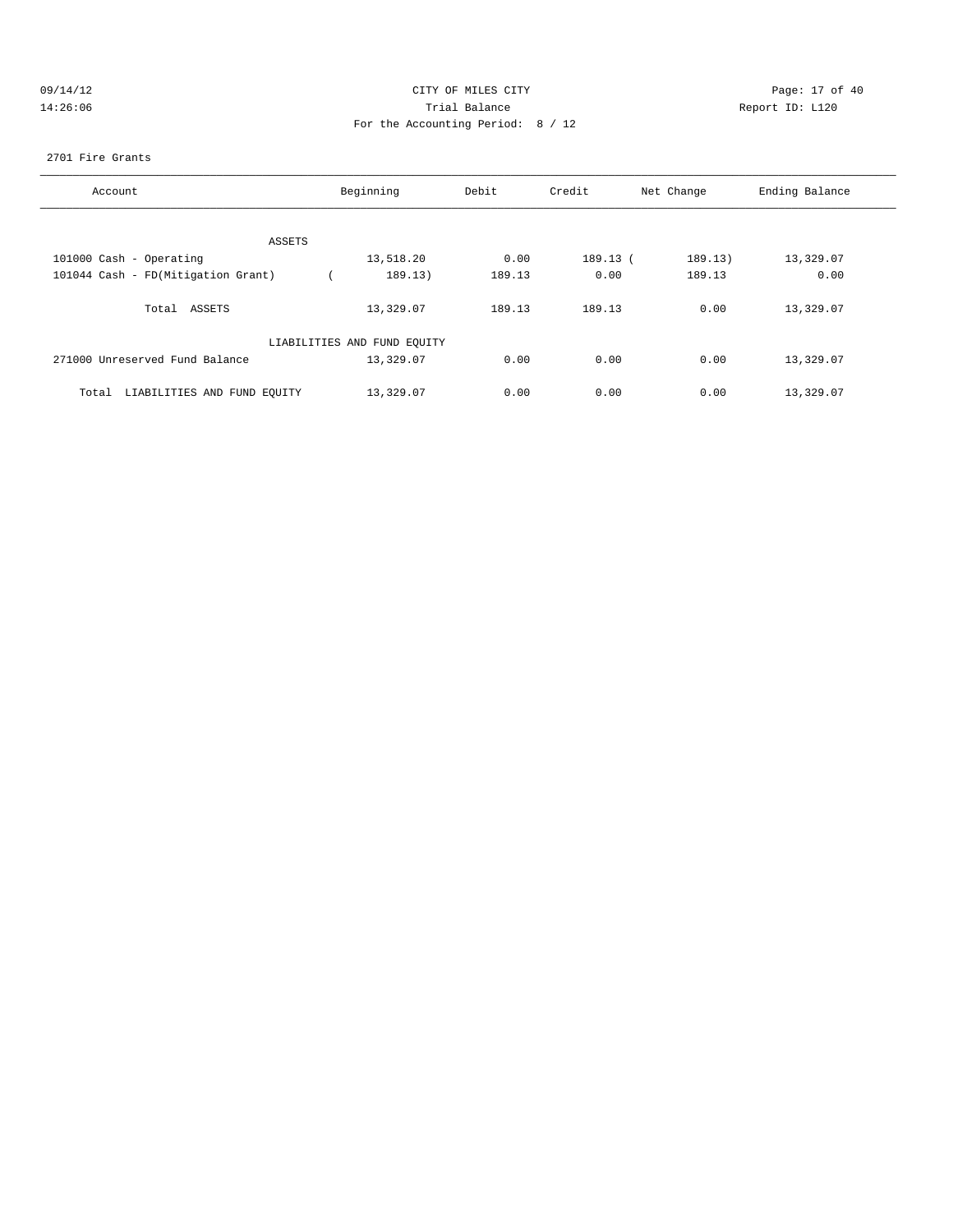CITY OF MILES CITY
Trial Balance
For the Accounting Period: 8 / 12

09/14/12
14:26:06

Report ID: L120

2701 Fire Grants

| Account | Beginning | Debit | Credit | Net Change | Ending Balance |
|---|---|---|---|---|---|
| ASSETS | | | | | |
| 101000 Cash - Operating | 13,518.20 | 0.00 | 189.13 | ( 189.13) | 13,329.07 |
| 101044 Cash - FD(Mitigation Grant) | ( 189.13) | 189.13 | 0.00 | 189.13 | 0.00 |
| Total ASSETS | 13,329.07 | 189.13 | 189.13 | 0.00 | 13,329.07 |
| LIABILITIES AND FUND EQUITY | | | | | |
| 271000 Unreserved Fund Balance | 13,329.07 | 0.00 | 0.00 | 0.00 | 13,329.07 |
| Total LIABILITIES AND FUND EQUITY | 13,329.07 | 0.00 | 0.00 | 0.00 | 13,329.07 |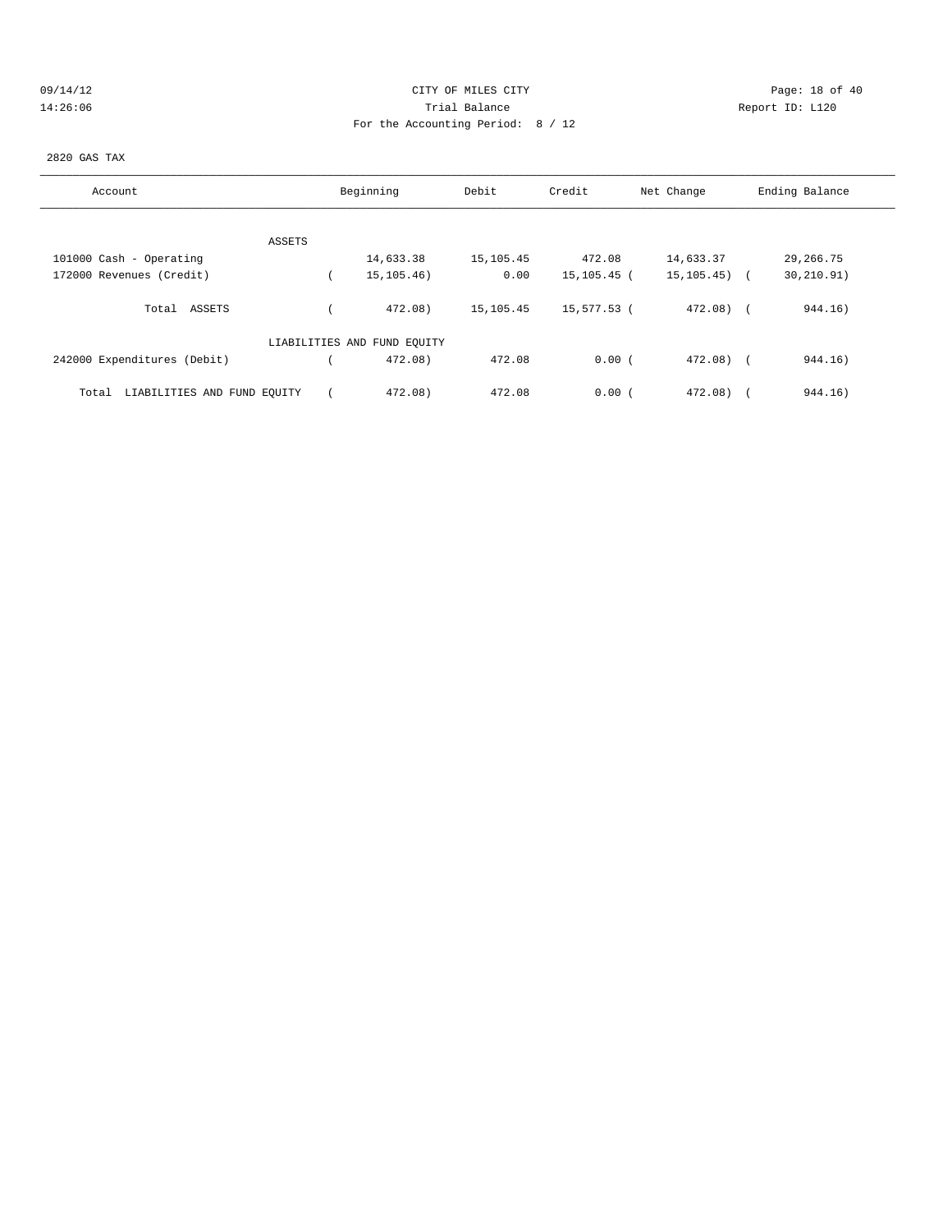CITY OF MILES CITY
Trial Balance
For the Accounting Period: 8 / 12

2820 GAS TAX

| Account | Beginning | Debit | Credit | Net Change | Ending Balance |
|---|---|---|---|---|---|
| ASSETS | | | | | |
| 101000 Cash - Operating | 14,633.38 | 15,105.45 | 472.08 | 14,633.37 | 29,266.75 |
| 172000 Revenues (Credit) | ( 15,105.46) | 0.00 | 15,105.45 | ( 15,105.45) | ( 30,210.91) |
| Total ASSETS | ( 472.08) | 15,105.45 | 15,577.53 | ( 472.08) | ( 944.16) |
| LIABILITIES AND FUND EQUITY | | | | | |
| 242000 Expenditures (Debit) | ( 472.08) | 472.08 | 0.00 | ( 472.08) | ( 944.16) |
| Total LIABILITIES AND FUND EQUITY | ( 472.08) | 472.08 | 0.00 | ( 472.08) | ( 944.16) |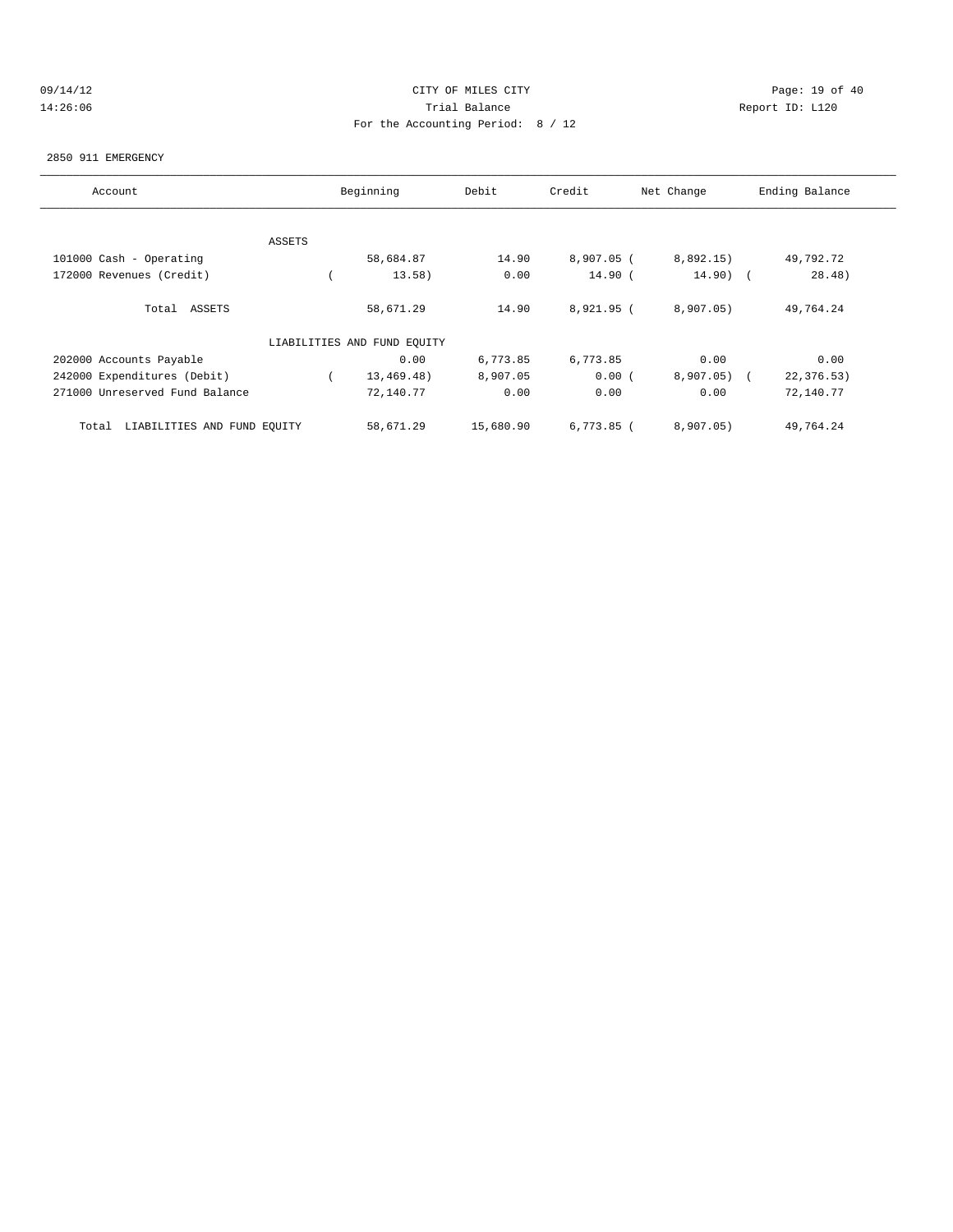CITY OF MILES CITY
Trial Balance
For the Accounting Period: 8 / 12

09/14/12
14:26:06

Report ID: L120

2850 911 EMERGENCY

| Account | Beginning | Debit | Credit | Net Change | Ending Balance |
|---|---|---|---|---|---|
| ASSETS | | | | | |
| 101000 Cash - Operating | 58,684.87 | 14.90 | 8,907.05 | ( 8,892.15) | 49,792.72 |
| 172000 Revenues (Credit) | ( 13.58) | 0.00 | 14.90 | ( 14.90) | ( 28.48) |
| Total ASSETS | 58,671.29 | 14.90 | 8,921.95 | ( 8,907.05) | 49,764.24 |
| LIABILITIES AND FUND EQUITY | | | | | |
| 202000 Accounts Payable | 0.00 | 6,773.85 | 6,773.85 | 0.00 | 0.00 |
| 242000 Expenditures (Debit) | ( 13,469.48) | 8,907.05 | 0.00 | ( 8,907.05) | ( 22,376.53) |
| 271000 Unreserved Fund Balance | 72,140.77 | 0.00 | 0.00 | 0.00 | 72,140.77 |
| Total LIABILITIES AND FUND EQUITY | 58,671.29 | 15,680.90 | 6,773.85 | ( 8,907.05) | 49,764.24 |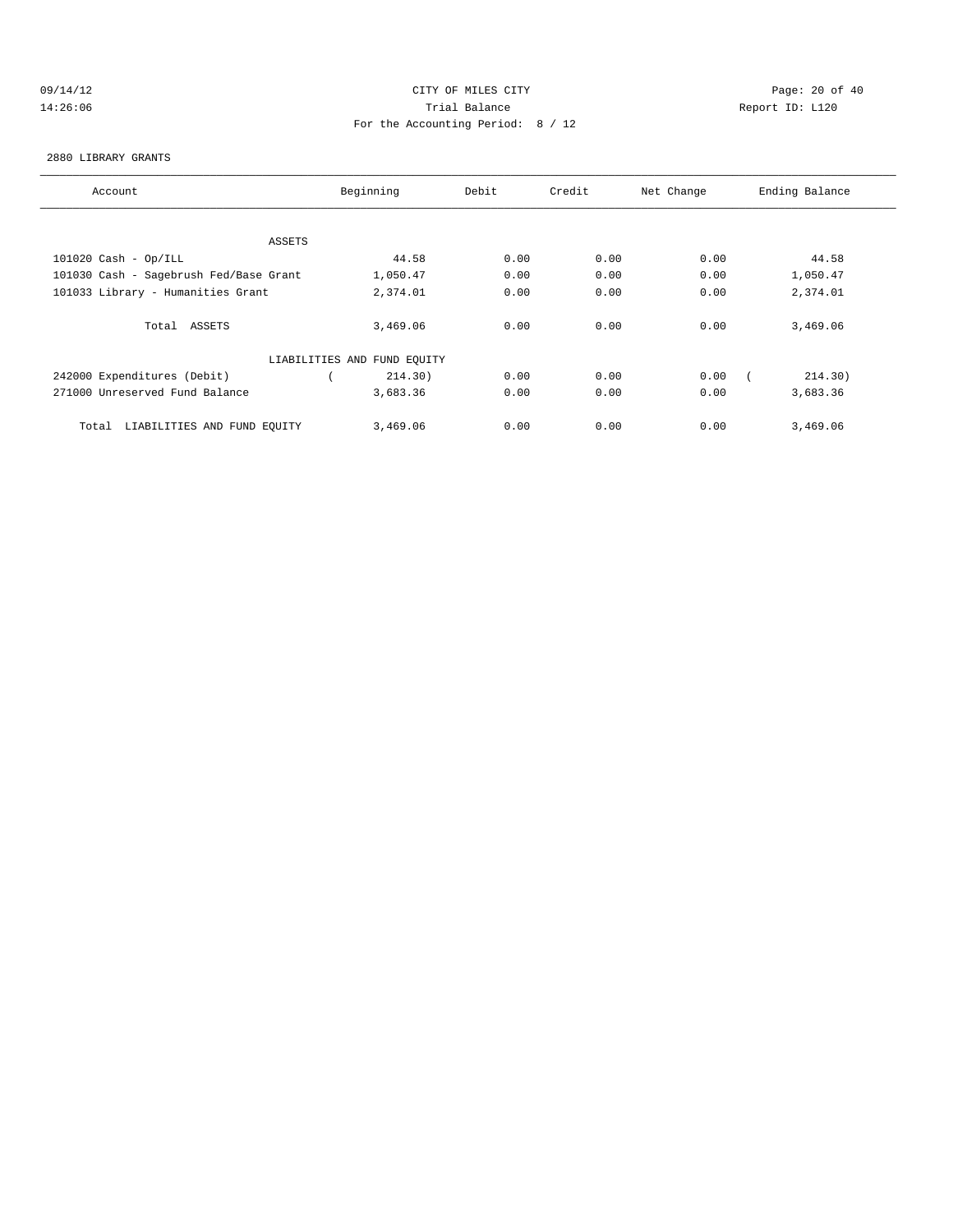09/14/12 CITY OF MILES CITY
14:26:06 Trial Balance Report ID: L120
For the Accounting Period: 8 / 12

2880 LIBRARY GRANTS

| Account | Beginning | Debit | Credit | Net Change | Ending Balance |
|---|---|---|---|---|---|
| ASSETS | | | | | |
| 101020 Cash - Op/ILL | 44.58 | 0.00 | 0.00 | 0.00 | 44.58 |
| 101030 Cash - Sagebrush Fed/Base Grant | 1,050.47 | 0.00 | 0.00 | 0.00 | 1,050.47 |
| 101033 Library - Humanities Grant | 2,374.01 | 0.00 | 0.00 | 0.00 | 2,374.01 |
| Total ASSETS | 3,469.06 | 0.00 | 0.00 | 0.00 | 3,469.06 |
| LIABILITIES AND FUND EQUITY | | | | | |
| 242000 Expenditures (Debit) | ( 214.30) | 0.00 | 0.00 | 0.00 | ( 214.30) |
| 271000 Unreserved Fund Balance | 3,683.36 | 0.00 | 0.00 | 0.00 | 3,683.36 |
| Total LIABILITIES AND FUND EQUITY | 3,469.06 | 0.00 | 0.00 | 0.00 | 3,469.06 |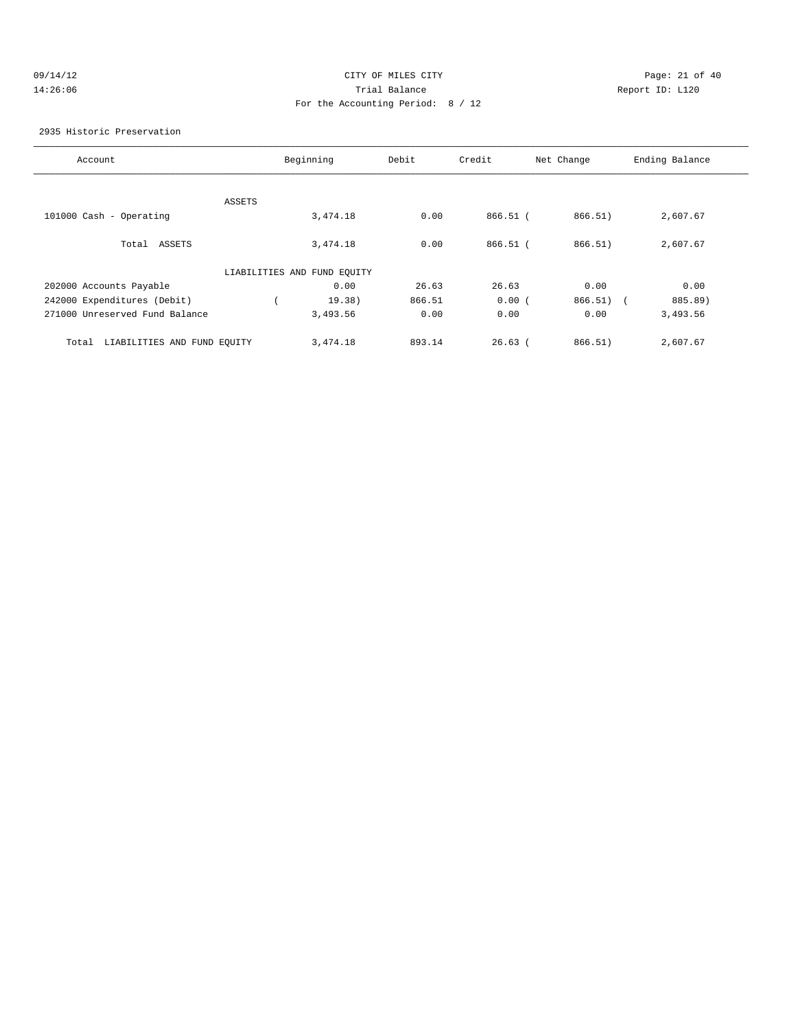CITY OF MILES CITY
Trial Balance
For the Accounting Period: 8 / 12

09/14/12
14:26:06

Report ID: L120

2935 Historic Preservation

| Account | Beginning | Debit | Credit | Net Change | Ending Balance |
|---|---|---|---|---|---|
| ASSETS | | | | | |
| 101000 Cash - Operating | 3,474.18 | 0.00 | 866.51 | ( 866.51) | 2,607.67 |
| Total ASSETS | 3,474.18 | 0.00 | 866.51 | ( 866.51) | 2,607.67 |
| LIABILITIES AND FUND EQUITY | | | | | |
| 202000 Accounts Payable | 0.00 | 26.63 | 26.63 | 0.00 | 0.00 |
| 242000 Expenditures (Debit) | ( 19.38) | 866.51 | 0.00 | ( 866.51) | ( 885.89) |
| 271000 Unreserved Fund Balance | 3,493.56 | 0.00 | 0.00 | 0.00 | 3,493.56 |
| Total LIABILITIES AND FUND EQUITY | 3,474.18 | 893.14 | 26.63 | ( 866.51) | 2,607.67 |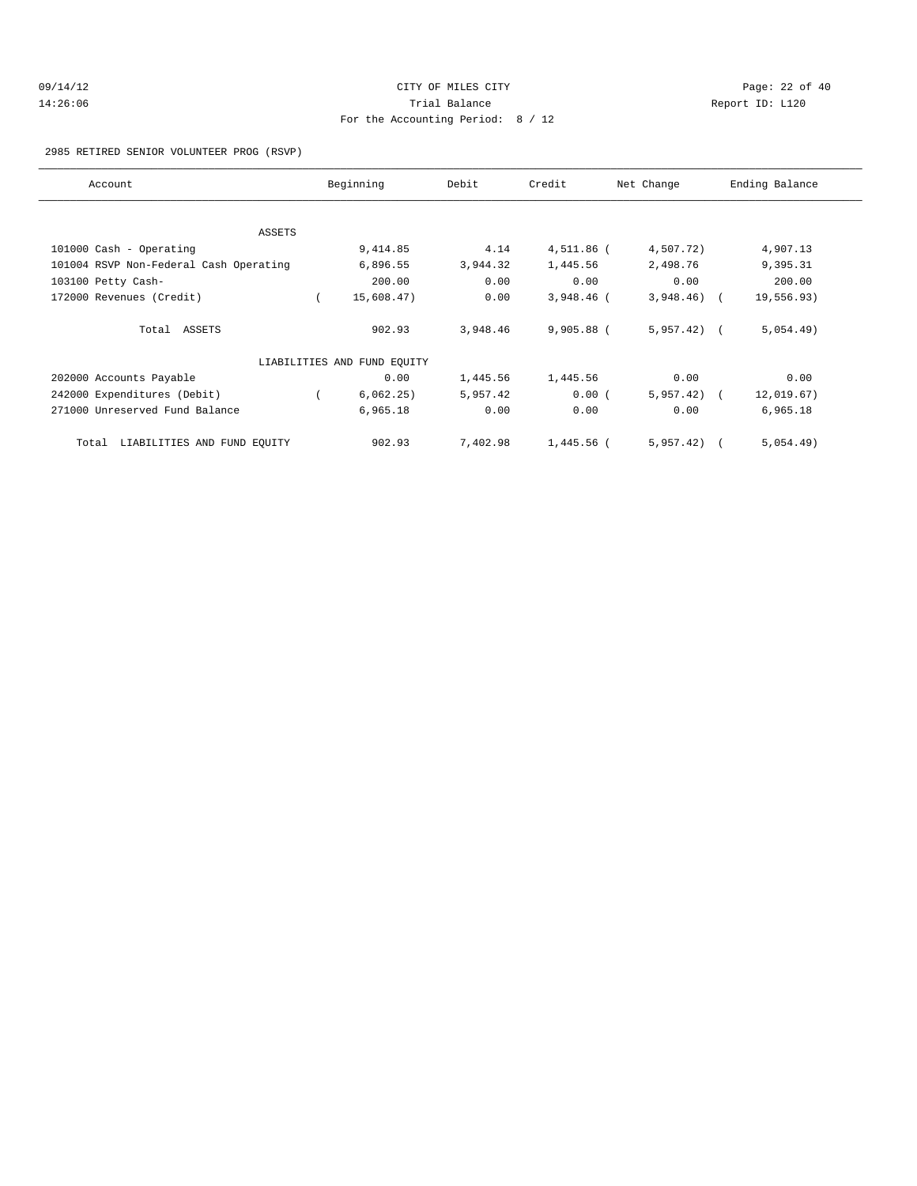CITY OF MILES CITY
Trial Balance
For the Accounting Period: 8 / 12

09/14/12
14:26:06

Report ID: L120

2985 RETIRED SENIOR VOLUNTEER PROG (RSVP)

| Account | Beginning | Debit | Credit | Net Change | Ending Balance |
|---|---|---|---|---|---|
| ASSETS | | | | | |
| 101000 Cash - Operating | 9,414.85 | 4.14 | 4,511.86 | ( 4,507.72) | 4,907.13 |
| 101004 RSVP Non-Federal Cash Operating | 6,896.55 | 3,944.32 | 1,445.56 | 2,498.76 | 9,395.31 |
| 103100 Petty Cash- | 200.00 | 0.00 | 0.00 | 0.00 | 200.00 |
| 172000 Revenues (Credit) | ( 15,608.47) | 0.00 | 3,948.46 | ( 3,948.46) | ( 19,556.93) |
| Total ASSETS | 902.93 | 3,948.46 | 9,905.88 | ( 5,957.42) | ( 5,054.49) |
| LIABILITIES AND FUND EQUITY | | | | | |
| 202000 Accounts Payable | 0.00 | 1,445.56 | 1,445.56 | 0.00 | 0.00 |
| 242000 Expenditures (Debit) | ( 6,062.25) | 5,957.42 | 0.00 | ( 5,957.42) | ( 12,019.67) |
| 271000 Unreserved Fund Balance | 6,965.18 | 0.00 | 0.00 | 0.00 | 6,965.18 |
| Total LIABILITIES AND FUND EQUITY | 902.93 | 7,402.98 | 1,445.56 | ( 5,957.42) | ( 5,054.49) |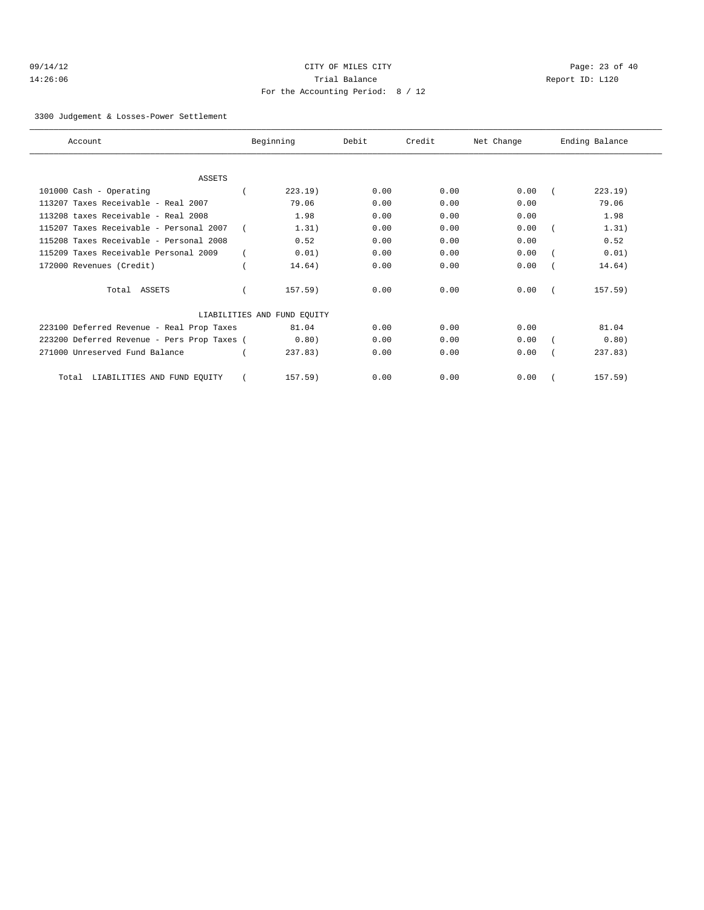CITY OF MILES CITY
Trial Balance
For the Accounting Period: 8 / 12

09/14/12
14:26:06

Report ID: L120

3300 Judgement & Losses-Power Settlement

| Account | Beginning | Debit | Credit | Net Change | Ending Balance |
|---|---|---|---|---|---|
| ASSETS | | | | | |
| 101000 Cash - Operating | ( 223.19) | 0.00 | 0.00 | 0.00 | ( 223.19) |
| 113207 Taxes Receivable - Real 2007 | 79.06 | 0.00 | 0.00 | 0.00 | 79.06 |
| 113208 taxes Receivable - Real 2008 | 1.98 | 0.00 | 0.00 | 0.00 | 1.98 |
| 115207 Taxes Receivable - Personal 2007 | ( 1.31) | 0.00 | 0.00 | 0.00 | ( 1.31) |
| 115208 Taxes Receivable - Personal 2008 | 0.52 | 0.00 | 0.00 | 0.00 | 0.52 |
| 115209 Taxes Receivable Personal 2009 | ( 0.01) | 0.00 | 0.00 | 0.00 | ( 0.01) |
| 172000 Revenues (Credit) | ( 14.64) | 0.00 | 0.00 | 0.00 | ( 14.64) |
| Total ASSETS | ( 157.59) | 0.00 | 0.00 | 0.00 | ( 157.59) |
| LIABILITIES AND FUND EQUITY | | | | | |
| 223100 Deferred Revenue - Real Prop Taxes | 81.04 | 0.00 | 0.00 | 0.00 | 81.04 |
| 223200 Deferred Revenue - Pers Prop Taxes | ( 0.80) | 0.00 | 0.00 | 0.00 | ( 0.80) |
| 271000 Unreserved Fund Balance | ( 237.83) | 0.00 | 0.00 | 0.00 | ( 237.83) |
| Total LIABILITIES AND FUND EQUITY | ( 157.59) | 0.00 | 0.00 | 0.00 | ( 157.59) |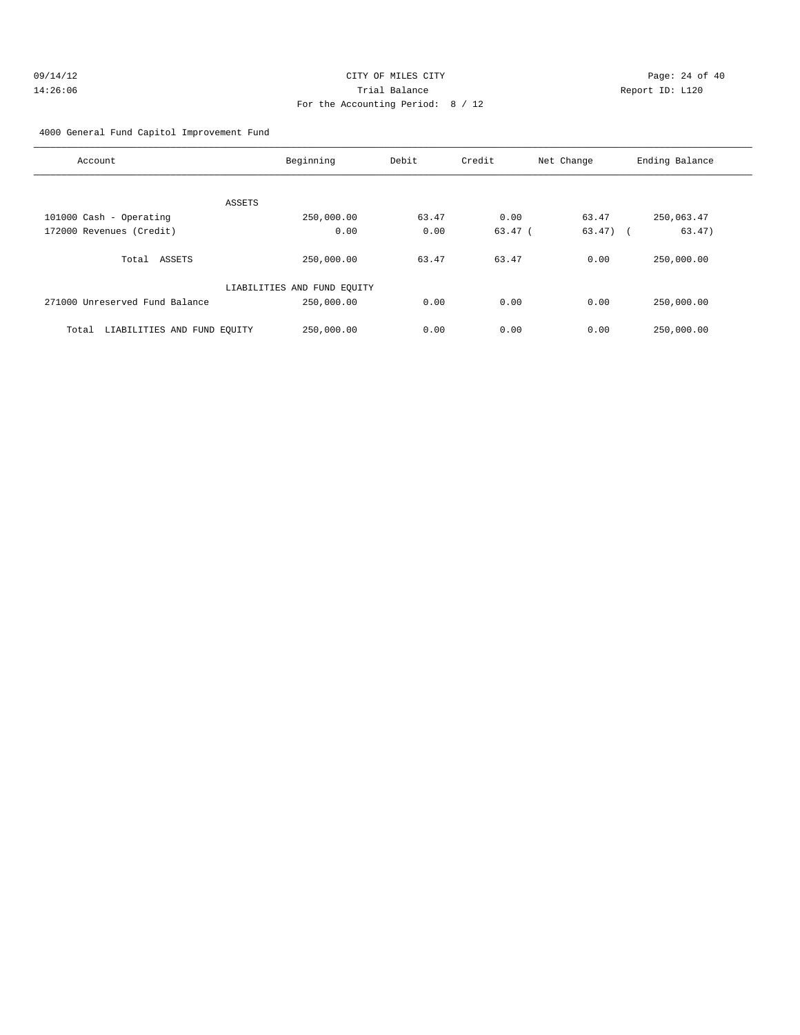CITY OF MILES CITY

Trial Balance

For the Accounting Period: 8 / 12

09/14/12
14:26:06

Report ID: L120

4000 General Fund Capitol Improvement Fund

| Account | Beginning | Debit | Credit | Net Change | Ending Balance |
|---|---|---|---|---|---|
| ASSETS | | | | | |
| 101000 Cash - Operating | 250,000.00 | 63.47 | 0.00 | 63.47 | 250,063.47 |
| 172000 Revenues (Credit) | 0.00 | 0.00 | 63.47 | ( 63.47) | ( 63.47) |
| Total ASSETS | 250,000.00 | 63.47 | 63.47 | 0.00 | 250,000.00 |
| LIABILITIES AND FUND EQUITY | | | | | |
| 271000 Unreserved Fund Balance | 250,000.00 | 0.00 | 0.00 | 0.00 | 250,000.00 |
| Total LIABILITIES AND FUND EQUITY | 250,000.00 | 0.00 | 0.00 | 0.00 | 250,000.00 |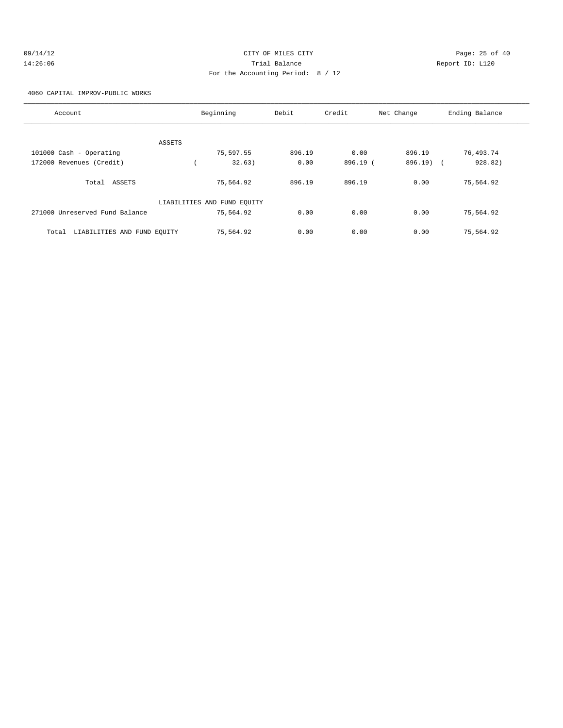CITY OF MILES CITY
Trial Balance
For the Accounting Period: 8 / 12

09/14/12
14:26:06

Report ID: L120

4060 CAPITAL IMPROV-PUBLIC WORKS

| Account | Beginning | Debit | Credit | Net Change | Ending Balance |
|---|---|---|---|---|---|
| ASSETS | | | | | |
| 101000 Cash - Operating | 75,597.55 | 896.19 | 0.00 | 896.19 | 76,493.74 |
| 172000 Revenues (Credit) | ( 32.63) | 0.00 | 896.19 | ( 896.19) | ( 928.82) |
| Total ASSETS | 75,564.92 | 896.19 | 896.19 | 0.00 | 75,564.92 |
| LIABILITIES AND FUND EQUITY | | | | | |
| 271000 Unreserved Fund Balance | 75,564.92 | 0.00 | 0.00 | 0.00 | 75,564.92 |
| Total LIABILITIES AND FUND EQUITY | 75,564.92 | 0.00 | 0.00 | 0.00 | 75,564.92 |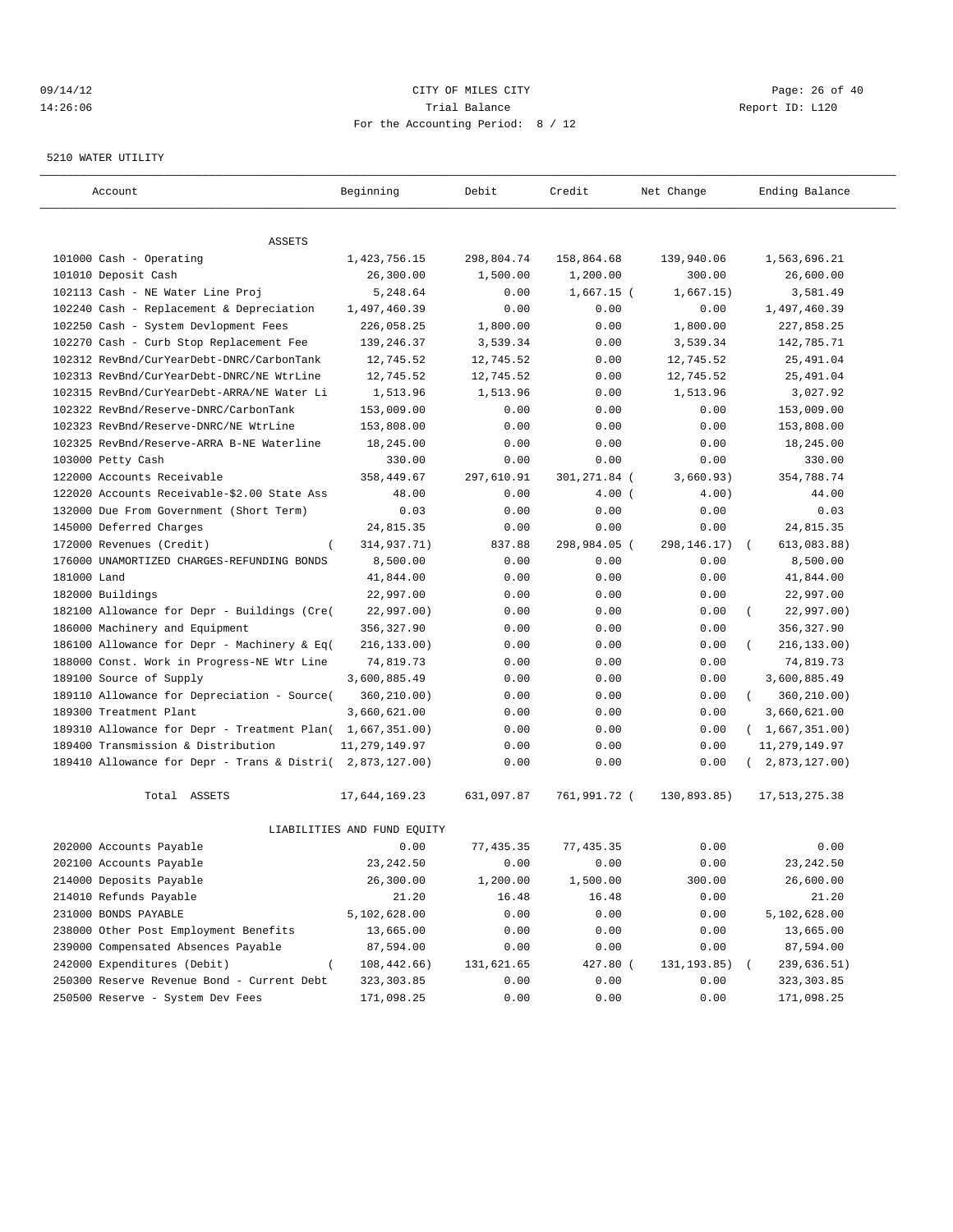09/14/12 CITY OF MILES CITY
14:26:06 Trial Balance Report ID: L120
For the Accounting Period: 8 / 12

5210 WATER UTILITY

| Account | Beginning | Debit | Credit | Net Change | Ending Balance |
|---|---|---|---|---|---|
| ASSETS | | | | | |
| 101000 Cash - Operating | 1,423,756.15 | 298,804.74 | 158,864.68 | 139,940.06 | 1,563,696.21 |
| 101010 Deposit Cash | 26,300.00 | 1,500.00 | 1,200.00 | 300.00 | 26,600.00 |
| 102113 Cash - NE Water Line Proj | 5,248.64 | 0.00 | 1,667.15 | ( 1,667.15) | 3,581.49 |
| 102240 Cash - Replacement & Depreciation | 1,497,460.39 | 0.00 | 0.00 | 0.00 | 1,497,460.39 |
| 102250 Cash - System Devlopment Fees | 226,058.25 | 1,800.00 | 0.00 | 1,800.00 | 227,858.25 |
| 102270 Cash - Curb Stop Replacement Fee | 139,246.37 | 3,539.34 | 0.00 | 3,539.34 | 142,785.71 |
| 102312 RevBnd/CurYearDebt-DNRC/CarbonTank | 12,745.52 | 12,745.52 | 0.00 | 12,745.52 | 25,491.04 |
| 102313 RevBnd/CurYearDebt-DNRC/NE WtrLine | 12,745.52 | 12,745.52 | 0.00 | 12,745.52 | 25,491.04 |
| 102315 RevBnd/CurYearDebt-ARRA/NE Water Li | 1,513.96 | 1,513.96 | 0.00 | 1,513.96 | 3,027.92 |
| 102322 RevBnd/Reserve-DNRC/CarbonTank | 153,009.00 | 0.00 | 0.00 | 0.00 | 153,009.00 |
| 102323 RevBnd/Reserve-DNRC/NE WtrLine | 153,808.00 | 0.00 | 0.00 | 0.00 | 153,808.00 |
| 102325 RevBnd/Reserve-ARRA B-NE Waterline | 18,245.00 | 0.00 | 0.00 | 0.00 | 18,245.00 |
| 103000 Petty Cash | 330.00 | 0.00 | 0.00 | 0.00 | 330.00 |
| 122000 Accounts Receivable | 358,449.67 | 297,610.91 | 301,271.84 | ( 3,660.93) | 354,788.74 |
| 122020 Accounts Receivable-$2.00 State Ass | 48.00 | 0.00 | 4.00 | ( 4.00) | 44.00 |
| 132000 Due From Government (Short Term) | 0.03 | 0.00 | 0.00 | 0.00 | 0.03 |
| 145000 Deferred Charges | 24,815.35 | 0.00 | 0.00 | 0.00 | 24,815.35 |
| 172000 Revenues (Credit) | ( 314,937.71) | 837.88 | 298,984.05 | ( 298,146.17) | ( 613,083.88) |
| 176000 UNAMORTIZED CHARGES-REFUNDING BONDS | 8,500.00 | 0.00 | 0.00 | 0.00 | 8,500.00 |
| 181000 Land | 41,844.00 | 0.00 | 0.00 | 0.00 | 41,844.00 |
| 182000 Buildings | 22,997.00 | 0.00 | 0.00 | 0.00 | 22,997.00 |
| 182100 Allowance for Depr - Buildings (Cre( | 22,997.00) | 0.00 | 0.00 | 0.00 | ( 22,997.00) |
| 186000 Machinery and Equipment | 356,327.90 | 0.00 | 0.00 | 0.00 | 356,327.90 |
| 186100 Allowance for Depr - Machinery & Eq( | 216,133.00) | 0.00 | 0.00 | 0.00 | ( 216,133.00) |
| 188000 Const. Work in Progress-NE Wtr Line | 74,819.73 | 0.00 | 0.00 | 0.00 | 74,819.73 |
| 189100 Source of Supply | 3,600,885.49 | 0.00 | 0.00 | 0.00 | 3,600,885.49 |
| 189110 Allowance for Depreciation - Source( | 360,210.00) | 0.00 | 0.00 | 0.00 | ( 360,210.00) |
| 189300 Treatment Plant | 3,660,621.00 | 0.00 | 0.00 | 0.00 | 3,660,621.00 |
| 189310 Allowance for Depr - Treatment Plan( | 1,667,351.00) | 0.00 | 0.00 | 0.00 | ( 1,667,351.00) |
| 189400 Transmission & Distribution | 11,279,149.97 | 0.00 | 0.00 | 0.00 | 11,279,149.97 |
| 189410 Allowance for Depr - Trans & Distri( | 2,873,127.00) | 0.00 | 0.00 | 0.00 | ( 2,873,127.00) |
| Total ASSETS | 17,644,169.23 | 631,097.87 | 761,991.72 | ( 130,893.85) | 17,513,275.38 |
| LIABILITIES AND FUND EQUITY | | | | | |
| 202000 Accounts Payable | 0.00 | 77,435.35 | 77,435.35 | 0.00 | 0.00 |
| 202100 Accounts Payable | 23,242.50 | 0.00 | 0.00 | 0.00 | 23,242.50 |
| 214000 Deposits Payable | 26,300.00 | 1,200.00 | 1,500.00 | 300.00 | 26,600.00 |
| 214010 Refunds Payable | 21.20 | 16.48 | 16.48 | 0.00 | 21.20 |
| 231000 BONDS PAYABLE | 5,102,628.00 | 0.00 | 0.00 | 0.00 | 5,102,628.00 |
| 238000 Other Post Employment Benefits | 13,665.00 | 0.00 | 0.00 | 0.00 | 13,665.00 |
| 239000 Compensated Absences Payable | 87,594.00 | 0.00 | 0.00 | 0.00 | 87,594.00 |
| 242000 Expenditures (Debit) | ( 108,442.66) | 131,621.65 | 427.80 | ( 131,193.85) | ( 239,636.51) |
| 250300 Reserve Revenue Bond - Current Debt | 323,303.85 | 0.00 | 0.00 | 0.00 | 323,303.85 |
| 250500 Reserve - System Dev Fees | 171,098.25 | 0.00 | 0.00 | 0.00 | 171,098.25 |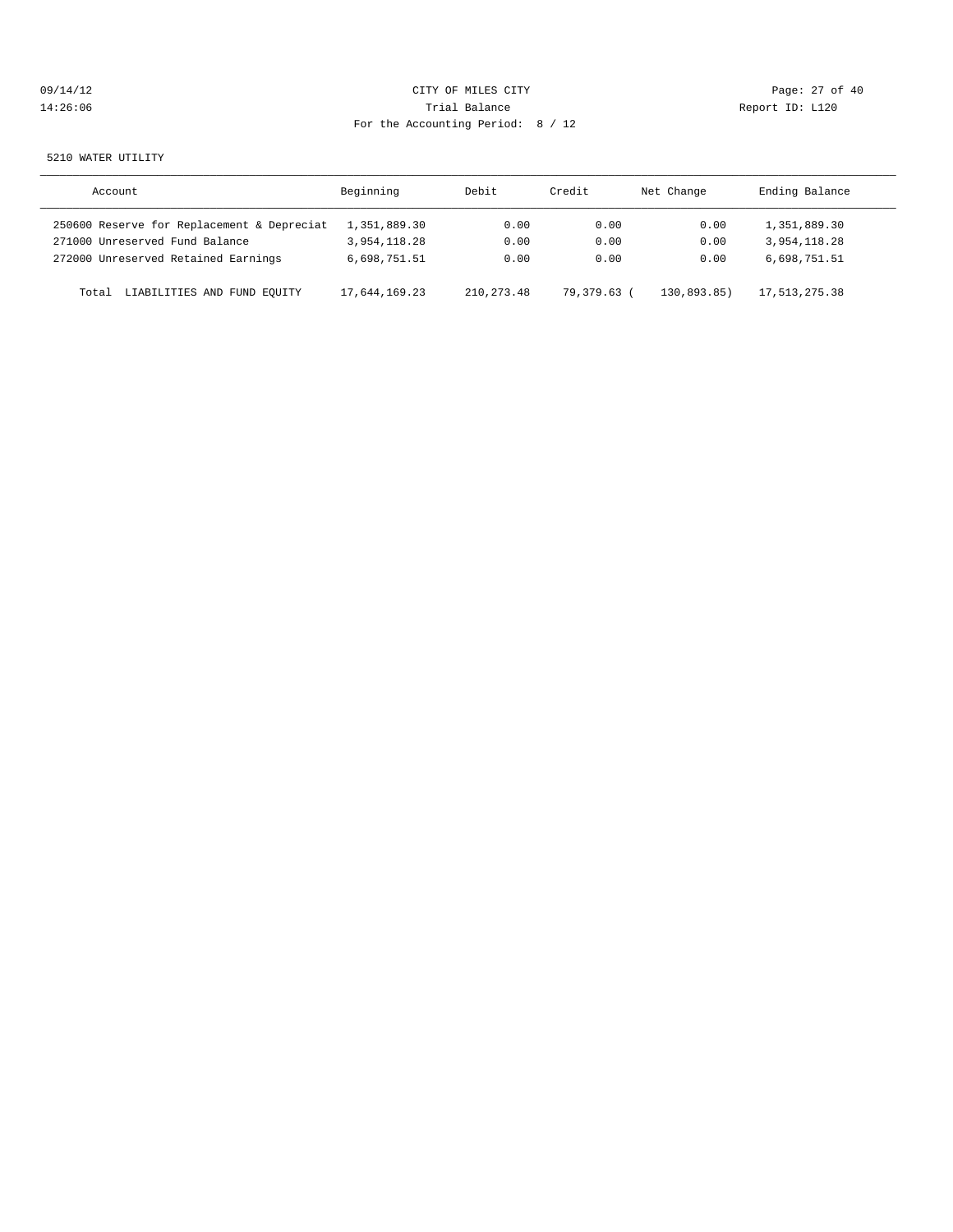CITY OF MILES CITY
Trial Balance
For the Accounting Period: 8 / 12

09/14/12
14:26:06

Report ID: L120

5210 WATER UTILITY

| Account | Beginning | Debit | Credit | Net Change | Ending Balance |
|---|---|---|---|---|---|
| 250600 Reserve for Replacement & Depreciat | 1,351,889.30 | 0.00 | 0.00 | 0.00 | 1,351,889.30 |
| 271000 Unreserved Fund Balance | 3,954,118.28 | 0.00 | 0.00 | 0.00 | 3,954,118.28 |
| 272000 Unreserved Retained Earnings | 6,698,751.51 | 0.00 | 0.00 | 0.00 | 6,698,751.51 |
| Total LIABILITIES AND FUND EQUITY | 17,644,169.23 | 210,273.48 | 79,379.63 | ( 130,893.85) | 17,513,275.38 |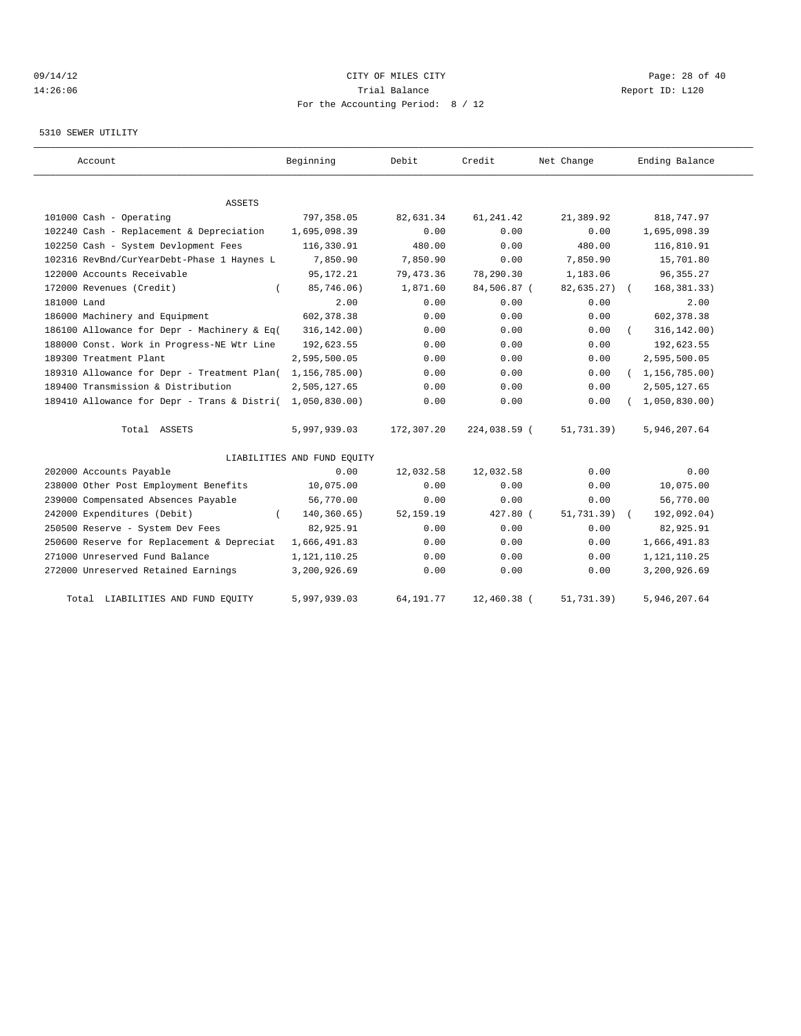CITY OF MILES CITY

Trial Balance

For the Accounting Period: 8 / 12

5310 SEWER UTILITY

| Account | Beginning | Debit | Credit | Net Change | Ending Balance |
|---|---|---|---|---|---|
| ASSETS | | | | | |
| 101000 Cash - Operating | 797,358.05 | 82,631.34 | 61,241.42 | 21,389.92 | 818,747.97 |
| 102240 Cash - Replacement & Depreciation | 1,695,098.39 | 0.00 | 0.00 | 0.00 | 1,695,098.39 |
| 102250 Cash - System Devlopment Fees | 116,330.91 | 480.00 | 0.00 | 480.00 | 116,810.91 |
| 102316 RevBnd/CurYearDebt-Phase 1 Haynes L | 7,850.90 | 7,850.90 | 0.00 | 7,850.90 | 15,701.80 |
| 122000 Accounts Receivable | 95,172.21 | 79,473.36 | 78,290.30 | 1,183.06 | 96,355.27 |
| 172000 Revenues (Credit) | ( 85,746.06) | 1,871.60 | 84,506.87 | ( 82,635.27) | ( 168,381.33) |
| 181000 Land | 2.00 | 0.00 | 0.00 | 0.00 | 2.00 |
| 186000 Machinery and Equipment | 602,378.38 | 0.00 | 0.00 | 0.00 | 602,378.38 |
| 186100 Allowance for Depr - Machinery & Eq | ( 316,142.00) | 0.00 | 0.00 | 0.00 | ( 316,142.00) |
| 188000 Const. Work in Progress-NE Wtr Line | 192,623.55 | 0.00 | 0.00 | 0.00 | 192,623.55 |
| 189300 Treatment Plant | 2,595,500.05 | 0.00 | 0.00 | 0.00 | 2,595,500.05 |
| 189310 Allowance for Depr - Treatment Plan | ( 1,156,785.00) | 0.00 | 0.00 | 0.00 | ( 1,156,785.00) |
| 189400 Transmission & Distribution | 2,505,127.65 | 0.00 | 0.00 | 0.00 | 2,505,127.65 |
| 189410 Allowance for Depr - Trans & Distri | ( 1,050,830.00) | 0.00 | 0.00 | 0.00 | ( 1,050,830.00) |
| Total ASSETS | 5,997,939.03 | 172,307.20 | 224,038.59 | ( 51,731.39) | 5,946,207.64 |
| LIABILITIES AND FUND EQUITY | | | | | |
| 202000 Accounts Payable | 0.00 | 12,032.58 | 12,032.58 | 0.00 | 0.00 |
| 238000 Other Post Employment Benefits | 10,075.00 | 0.00 | 0.00 | 0.00 | 10,075.00 |
| 239000 Compensated Absences Payable | 56,770.00 | 0.00 | 0.00 | 0.00 | 56,770.00 |
| 242000 Expenditures (Debit) | ( 140,360.65) | 52,159.19 | 427.80 | ( 51,731.39) | ( 192,092.04) |
| 250500 Reserve - System Dev Fees | 82,925.91 | 0.00 | 0.00 | 0.00 | 82,925.91 |
| 250600 Reserve for Replacement & Depreciat | 1,666,491.83 | 0.00 | 0.00 | 0.00 | 1,666,491.83 |
| 271000 Unreserved Fund Balance | 1,121,110.25 | 0.00 | 0.00 | 0.00 | 1,121,110.25 |
| 272000 Unreserved Retained Earnings | 3,200,926.69 | 0.00 | 0.00 | 0.00 | 3,200,926.69 |
| Total LIABILITIES AND FUND EQUITY | 5,997,939.03 | 64,191.77 | 12,460.38 | ( 51,731.39) | 5,946,207.64 |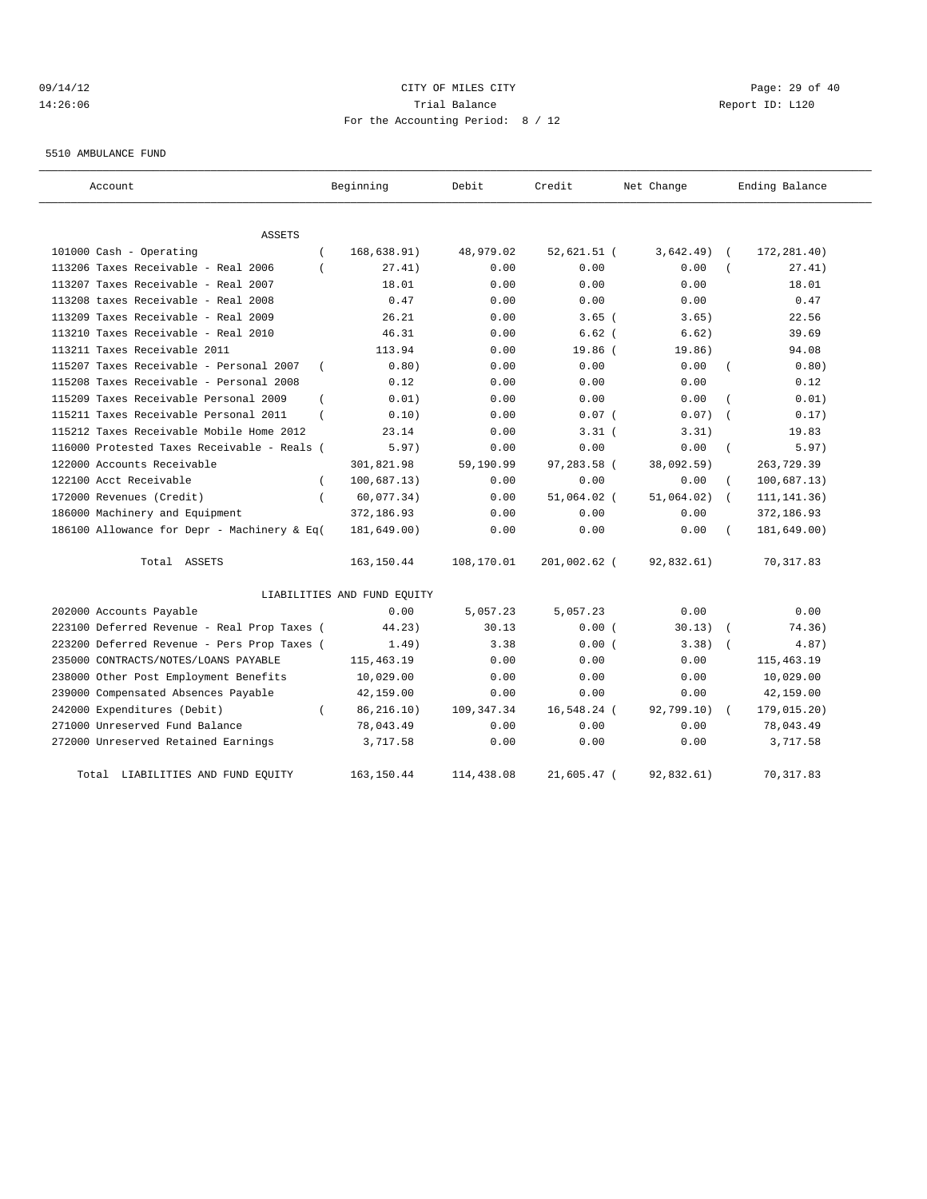CITY OF MILES CITY
Trial Balance
For the Accounting Period: 8 / 12

09/14/12
14:26:06

Report ID: L120

5510 AMBULANCE FUND

| Account | Beginning | Debit | Credit | Net Change | Ending Balance |
|---|---|---|---|---|---|
| **ASSETS** | | | | | |
| 101000 Cash - Operating | ( 168,638.91) | 48,979.02 | 52,621.51 | ( 3,642.49) | ( 172,281.40) |
| 113206 Taxes Receivable - Real 2006 | ( 27.41) | 0.00 | 0.00 | 0.00 | ( 27.41) |
| 113207 Taxes Receivable - Real 2007 | 18.01 | 0.00 | 0.00 | 0.00 | 18.01 |
| 113208 taxes Receivable - Real 2008 | 0.47 | 0.00 | 0.00 | 0.00 | 0.47 |
| 113209 Taxes Receivable - Real 2009 | 26.21 | 0.00 | 3.65 | ( 3.65) | 22.56 |
| 113210 Taxes Receivable - Real 2010 | 46.31 | 0.00 | 6.62 | ( 6.62) | 39.69 |
| 113211 Taxes Receivable 2011 | 113.94 | 0.00 | 19.86 | ( 19.86) | 94.08 |
| 115207 Taxes Receivable - Personal 2007 | ( 0.80) | 0.00 | 0.00 | 0.00 | ( 0.80) |
| 115208 Taxes Receivable - Personal 2008 | 0.12 | 0.00 | 0.00 | 0.00 | 0.12 |
| 115209 Taxes Receivable Personal 2009 | ( 0.01) | 0.00 | 0.00 | 0.00 | ( 0.01) |
| 115211 Taxes Receivable Personal 2011 | ( 0.10) | 0.00 | 0.07 | ( 0.07) | ( 0.17) |
| 115212 Taxes Receivable Mobile Home 2012 | 23.14 | 0.00 | 3.31 | ( 3.31) | 19.83 |
| 116000 Protested Taxes Receivable - Reals | ( 5.97) | 0.00 | 0.00 | 0.00 | ( 5.97) |
| 122000 Accounts Receivable | 301,821.98 | 59,190.99 | 97,283.58 | ( 38,092.59) | 263,729.39 |
| 122100 Acct Receivable | ( 100,687.13) | 0.00 | 0.00 | 0.00 | ( 100,687.13) |
| 172000 Revenues (Credit) | ( 60,077.34) | 0.00 | 51,064.02 | ( 51,064.02) | ( 111,141.36) |
| 186000 Machinery and Equipment | 372,186.93 | 0.00 | 0.00 | 0.00 | 372,186.93 |
| 186100 Allowance for Depr - Machinery & Eq | ( 181,649.00) | 0.00 | 0.00 | 0.00 | ( 181,649.00) |
| Total ASSETS | 163,150.44 | 108,170.01 | 201,002.62 | ( 92,832.61) | 70,317.83 |
| **LIABILITIES AND FUND EQUITY** | | | | | |
| 202000 Accounts Payable | 0.00 | 5,057.23 | 5,057.23 | 0.00 | 0.00 |
| 223100 Deferred Revenue - Real Prop Taxes | ( 44.23) | 30.13 | 0.00 | ( 30.13) | ( 74.36) |
| 223200 Deferred Revenue - Pers Prop Taxes | ( 1.49) | 3.38 | 0.00 | ( 3.38) | ( 4.87) |
| 235000 CONTRACTS/NOTES/LOANS PAYABLE | 115,463.19 | 0.00 | 0.00 | 0.00 | 115,463.19 |
| 238000 Other Post Employment Benefits | 10,029.00 | 0.00 | 0.00 | 0.00 | 10,029.00 |
| 239000 Compensated Absences Payable | 42,159.00 | 0.00 | 0.00 | 0.00 | 42,159.00 |
| 242000 Expenditures (Debit) | ( 86,216.10) | 109,347.34 | 16,548.24 | ( 92,799.10) | ( 179,015.20) |
| 271000 Unreserved Fund Balance | 78,043.49 | 0.00 | 0.00 | 0.00 | 78,043.49 |
| 272000 Unreserved Retained Earnings | 3,717.58 | 0.00 | 0.00 | 0.00 | 3,717.58 |
| Total LIABILITIES AND FUND EQUITY | 163,150.44 | 114,438.08 | 21,605.47 | ( 92,832.61) | 70,317.83 |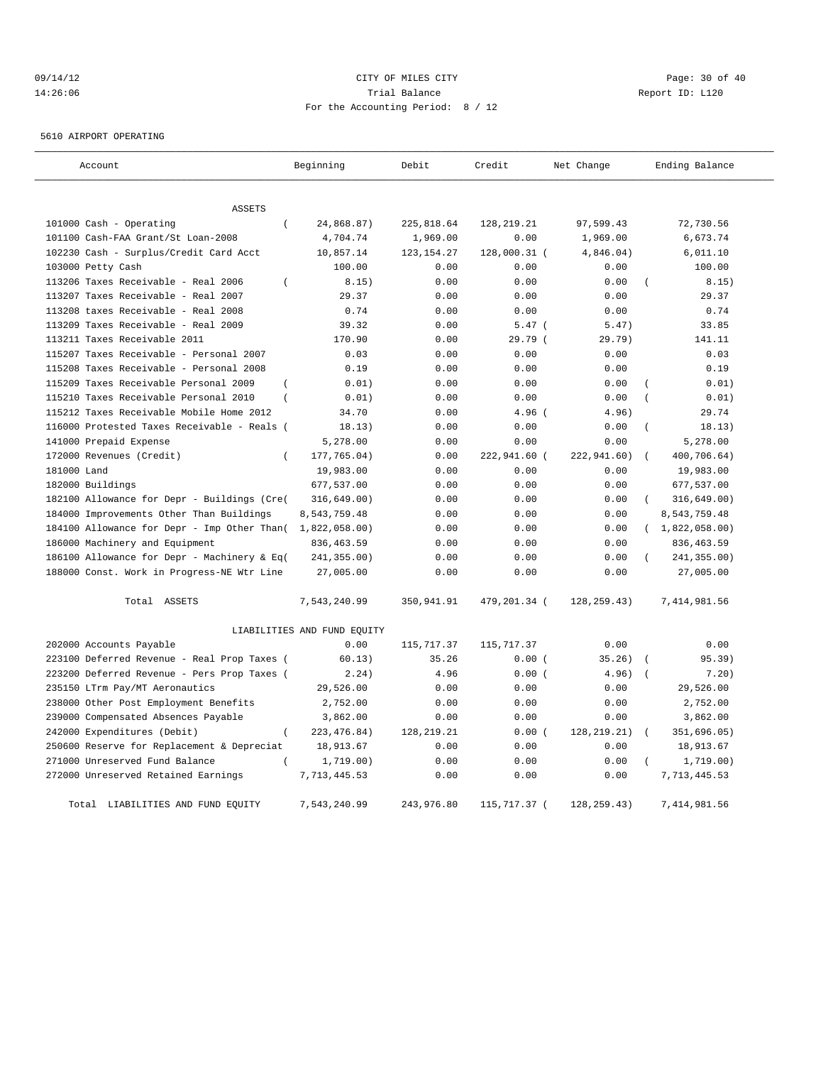09/14/12 CITY OF MILES CITY
14:26:06 Trial Balance Report ID: L120
For the Accounting Period: 8 / 12

5610 AIRPORT OPERATING

| Account | Beginning | Debit | Credit | Net Change | Ending Balance |
|---|---|---|---|---|---|
| ASSETS | | | | | |
| 101000 Cash - Operating | ( 24,868.87) | 225,818.64 | 128,219.21 | 97,599.43 | 72,730.56 |
| 101100 Cash-FAA Grant/St Loan-2008 | 4,704.74 | 1,969.00 | 0.00 | 1,969.00 | 6,673.74 |
| 102230 Cash - Surplus/Credit Card Acct | 10,857.14 | 123,154.27 | 128,000.31 ( | 4,846.04) | 6,011.10 |
| 103000 Petty Cash | 100.00 | 0.00 | 0.00 | 0.00 | 100.00 |
| 113206 Taxes Receivable - Real 2006 | ( 8.15) | 0.00 | 0.00 | 0.00 | ( 8.15) |
| 113207 Taxes Receivable - Real 2007 | 29.37 | 0.00 | 0.00 | 0.00 | 29.37 |
| 113208 taxes Receivable - Real 2008 | 0.74 | 0.00 | 0.00 | 0.00 | 0.74 |
| 113209 Taxes Receivable - Real 2009 | 39.32 | 0.00 | 5.47 ( | 5.47) | 33.85 |
| 113211 Taxes Receivable 2011 | 170.90 | 0.00 | 29.79 ( | 29.79) | 141.11 |
| 115207 Taxes Receivable - Personal 2007 | 0.03 | 0.00 | 0.00 | 0.00 | 0.03 |
| 115208 Taxes Receivable - Personal 2008 | 0.19 | 0.00 | 0.00 | 0.00 | 0.19 |
| 115209 Taxes Receivable Personal 2009 | ( 0.01) | 0.00 | 0.00 | 0.00 | ( 0.01) |
| 115210 Taxes Receivable Personal 2010 | ( 0.01) | 0.00 | 0.00 | 0.00 | ( 0.01) |
| 115212 Taxes Receivable Mobile Home 2012 | 34.70 | 0.00 | 4.96 ( | 4.96) | 29.74 |
| 116000 Protested Taxes Receivable - Reals | ( 18.13) | 0.00 | 0.00 | 0.00 | ( 18.13) |
| 141000 Prepaid Expense | 5,278.00 | 0.00 | 0.00 | 0.00 | 5,278.00 |
| 172000 Revenues (Credit) | ( 177,765.04) | 0.00 | 222,941.60 ( | 222,941.60) | ( 400,706.64) |
| 181000 Land | 19,983.00 | 0.00 | 0.00 | 0.00 | 19,983.00 |
| 182000 Buildings | 677,537.00 | 0.00 | 0.00 | 0.00 | 677,537.00 |
| 182100 Allowance for Depr - Buildings (Cre | ( 316,649.00) | 0.00 | 0.00 | 0.00 | ( 316,649.00) |
| 184000 Improvements Other Than Buildings | 8,543,759.48 | 0.00 | 0.00 | 0.00 | 8,543,759.48 |
| 184100 Allowance for Depr - Imp Other Than | ( 1,822,058.00) | 0.00 | 0.00 | 0.00 | ( 1,822,058.00) |
| 186000 Machinery and Equipment | 836,463.59 | 0.00 | 0.00 | 0.00 | 836,463.59 |
| 186100 Allowance for Depr - Machinery & Eq | ( 241,355.00) | 0.00 | 0.00 | 0.00 | ( 241,355.00) |
| 188000 Const. Work in Progress-NE Wtr Line | 27,005.00 | 0.00 | 0.00 | 0.00 | 27,005.00 |
| Total ASSETS | 7,543,240.99 | 350,941.91 | 479,201.34 ( | 128,259.43) | 7,414,981.56 |
| LIABILITIES AND FUND EQUITY | | | | | |
| 202000 Accounts Payable | 0.00 | 115,717.37 | 115,717.37 | 0.00 | 0.00 |
| 223100 Deferred Revenue - Real Prop Taxes | ( 60.13) | 35.26 | 0.00 ( | 35.26) | ( 95.39) |
| 223200 Deferred Revenue - Pers Prop Taxes | ( 2.24) | 4.96 | 0.00 ( | 4.96) | ( 7.20) |
| 235150 LTrm Pay/MT Aeronautics | 29,526.00 | 0.00 | 0.00 | 0.00 | 29,526.00 |
| 238000 Other Post Employment Benefits | 2,752.00 | 0.00 | 0.00 | 0.00 | 2,752.00 |
| 239000 Compensated Absences Payable | 3,862.00 | 0.00 | 0.00 | 0.00 | 3,862.00 |
| 242000 Expenditures (Debit) | ( 223,476.84) | 128,219.21 | 0.00 ( | 128,219.21) | ( 351,696.05) |
| 250600 Reserve for Replacement & Depreciat | 18,913.67 | 0.00 | 0.00 | 0.00 | 18,913.67 |
| 271000 Unreserved Fund Balance | ( 1,719.00) | 0.00 | 0.00 | 0.00 | ( 1,719.00) |
| 272000 Unreserved Retained Earnings | 7,713,445.53 | 0.00 | 0.00 | 0.00 | 7,713,445.53 |
| Total LIABILITIES AND FUND EQUITY | 7,543,240.99 | 243,976.80 | 115,717.37 ( | 128,259.43) | 7,414,981.56 |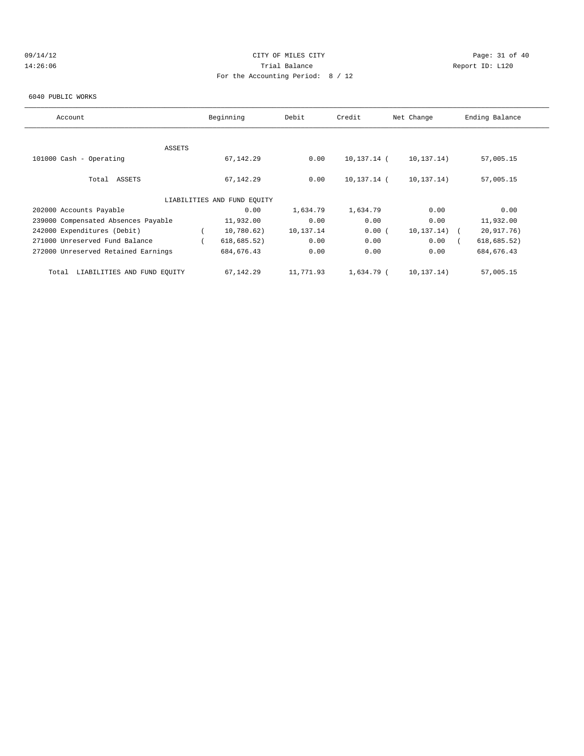CITY OF MILES CITY
Trial Balance
For the Accounting Period: 8 / 12

09/14/12
14:26:06

Report ID: L120

6040 PUBLIC WORKS

| Account | Beginning | Debit | Credit | Net Change | Ending Balance |
|---|---|---|---|---|---|
| ASSETS | | | | | |
| 101000 Cash - Operating | 67,142.29 | 0.00 | 10,137.14 | ( 10,137.14) | 57,005.15 |
| Total ASSETS | 67,142.29 | 0.00 | 10,137.14 | ( 10,137.14) | 57,005.15 |
| LIABILITIES AND FUND EQUITY | | | | | |
| 202000 Accounts Payable | 0.00 | 1,634.79 | 1,634.79 | 0.00 | 0.00 |
| 239000 Compensated Absences Payable | 11,932.00 | 0.00 | 0.00 | 0.00 | 11,932.00 |
| 242000 Expenditures (Debit) | ( 10,780.62) | 10,137.14 | 0.00 | ( 10,137.14) | ( 20,917.76) |
| 271000 Unreserved Fund Balance | ( 618,685.52) | 0.00 | 0.00 | 0.00 | ( 618,685.52) |
| 272000 Unreserved Retained Earnings | 684,676.43 | 0.00 | 0.00 | 0.00 | 684,676.43 |
| Total LIABILITIES AND FUND EQUITY | 67,142.29 | 11,771.93 | 1,634.79 | ( 10,137.14) | 57,005.15 |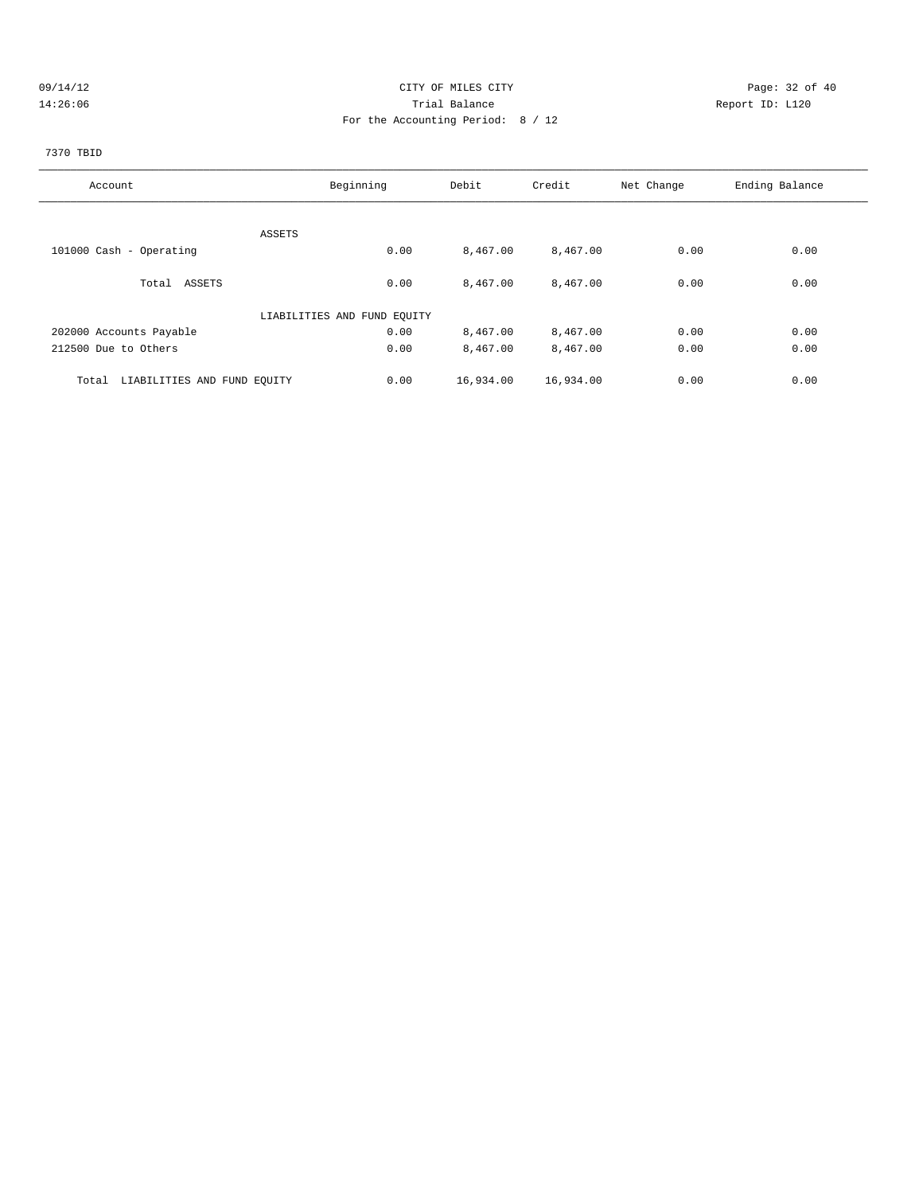09/14/12 CITY OF MILES CITY
14:26:06 Trial Balance Report ID: L120
For the Accounting Period: 8 / 12

7370 TBID

| Account | Beginning | Debit | Credit | Net Change | Ending Balance |
|---|---|---|---|---|---|
| ASSETS | | | | | |
| 101000 Cash - Operating | 0.00 | 8,467.00 | 8,467.00 | 0.00 | 0.00 |
| Total ASSETS | 0.00 | 8,467.00 | 8,467.00 | 0.00 | 0.00 |
| LIABILITIES AND FUND EQUITY | | | | | |
| 202000 Accounts Payable | 0.00 | 8,467.00 | 8,467.00 | 0.00 | 0.00 |
| 212500 Due to Others | 0.00 | 8,467.00 | 8,467.00 | 0.00 | 0.00 |
| Total LIABILITIES AND FUND EQUITY | 0.00 | 16,934.00 | 16,934.00 | 0.00 | 0.00 |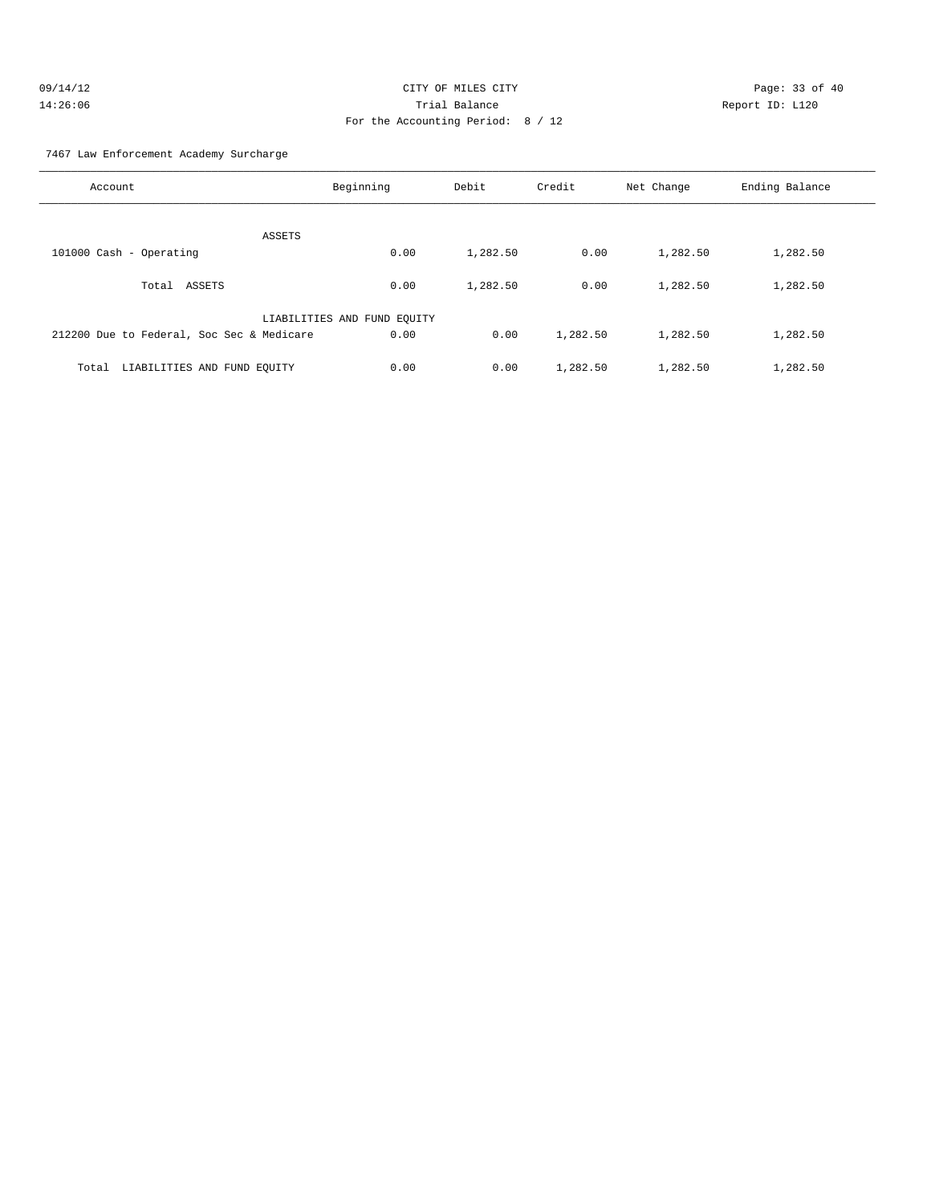CITY OF MILES CITY
Trial Balance
For the Accounting Period: 8 / 12

09/14/12
14:26:06

Report ID: L120

7467 Law Enforcement Academy Surcharge

| Account | Beginning | Debit | Credit | Net Change | Ending Balance |
|---|---|---|---|---|---|
| ASSETS | | | | | |
| 101000 Cash - Operating | 0.00 | 1,282.50 | 0.00 | 1,282.50 | 1,282.50 |
| Total ASSETS | 0.00 | 1,282.50 | 0.00 | 1,282.50 | 1,282.50 |
| LIABILITIES AND FUND EQUITY | | | | | |
| 212200 Due to Federal, Soc Sec & Medicare | 0.00 | 0.00 | 1,282.50 | 1,282.50 | 1,282.50 |
| Total LIABILITIES AND FUND EQUITY | 0.00 | 0.00 | 1,282.50 | 1,282.50 | 1,282.50 |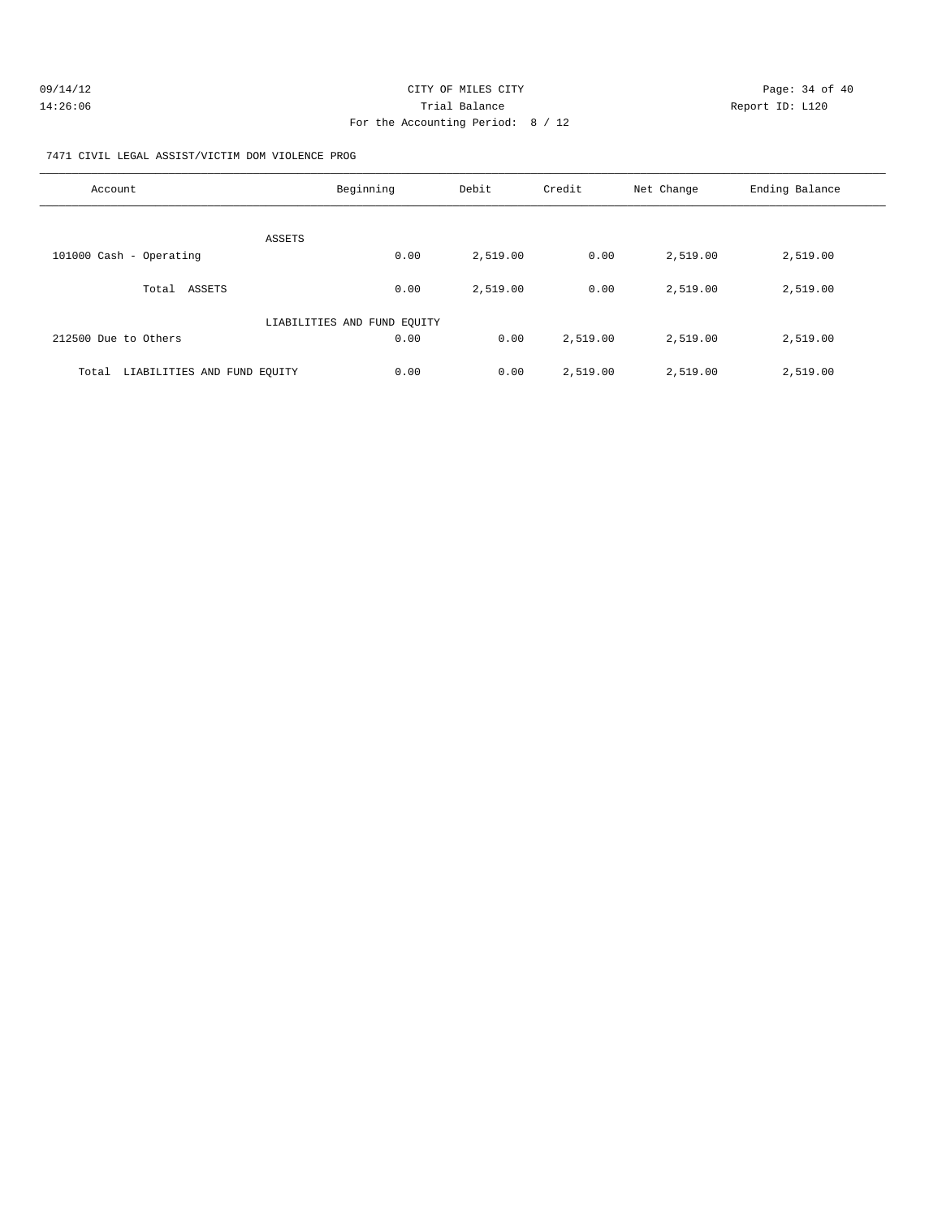09/14/12 CITY OF MILES CITY
14:26:06 Trial Balance Report ID: L120
For the Accounting Period: 8 / 12

7471 CIVIL LEGAL ASSIST/VICTIM DOM VIOLENCE PROG

| Account | Beginning | Debit | Credit | Net Change | Ending Balance |
|---|---|---|---|---|---|
| ASSETS | | | | | |
| 101000 Cash - Operating | 0.00 | 2,519.00 | 0.00 | 2,519.00 | 2,519.00 |
| Total ASSETS | 0.00 | 2,519.00 | 0.00 | 2,519.00 | 2,519.00 |
| LIABILITIES AND FUND EQUITY | | | | | |
| 212500 Due to Others | 0.00 | 0.00 | 2,519.00 | 2,519.00 | 2,519.00 |
| Total LIABILITIES AND FUND EQUITY | 0.00 | 0.00 | 2,519.00 | 2,519.00 | 2,519.00 |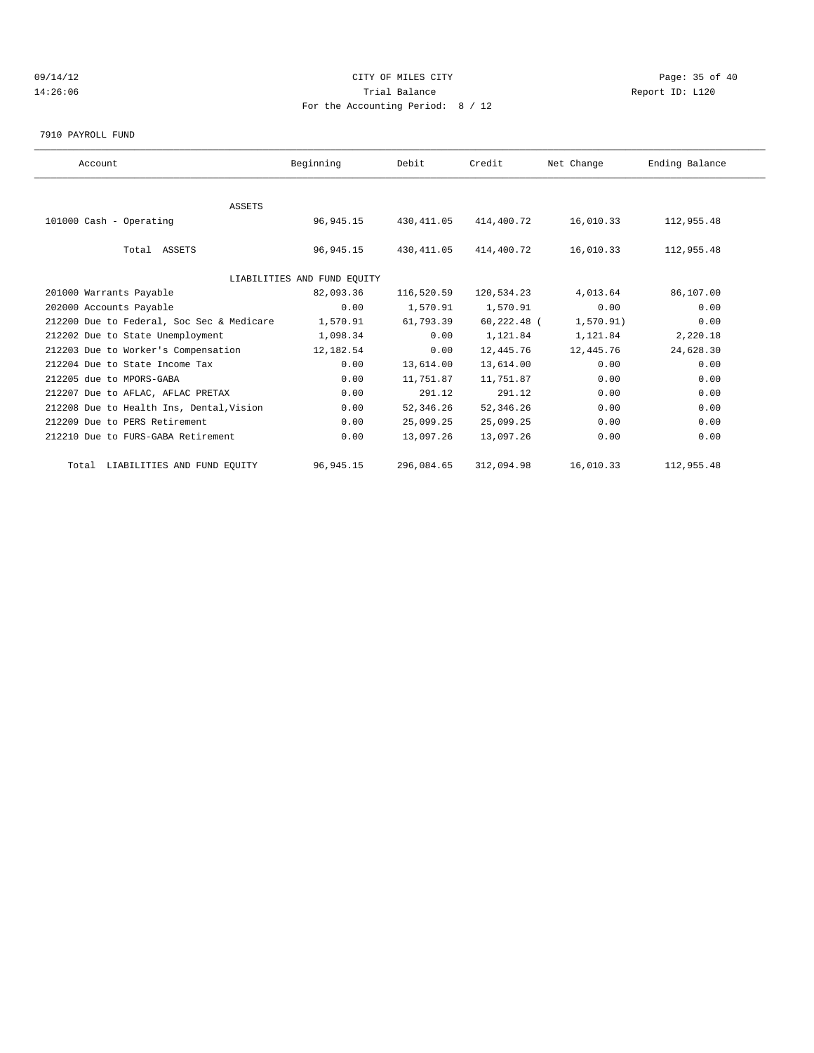CITY OF MILES CITY
Trial Balance
For the Accounting Period: 8 / 12

09/14/12
14:26:06

Report ID: L120

7910 PAYROLL FUND

| Account | Beginning | Debit | Credit | Net Change | Ending Balance |
|---|---|---|---|---|---|
| ASSETS | | | | | |
| 101000 Cash - Operating | 96,945.15 | 430,411.05 | 414,400.72 | 16,010.33 | 112,955.48 |
| Total ASSETS | 96,945.15 | 430,411.05 | 414,400.72 | 16,010.33 | 112,955.48 |
| LIABILITIES AND FUND EQUITY | | | | | |
| 201000 Warrants Payable | 82,093.36 | 116,520.59 | 120,534.23 | 4,013.64 | 86,107.00 |
| 202000 Accounts Payable | 0.00 | 1,570.91 | 1,570.91 | 0.00 | 0.00 |
| 212200 Due to Federal, Soc Sec & Medicare | 1,570.91 | 61,793.39 | 60,222.48 | ( 1,570.91) | 0.00 |
| 212202 Due to State Unemployment | 1,098.34 | 0.00 | 1,121.84 | 1,121.84 | 2,220.18 |
| 212203 Due to Worker's Compensation | 12,182.54 | 0.00 | 12,445.76 | 12,445.76 | 24,628.30 |
| 212204 Due to State Income Tax | 0.00 | 13,614.00 | 13,614.00 | 0.00 | 0.00 |
| 212205 due to MPORS-GABA | 0.00 | 11,751.87 | 11,751.87 | 0.00 | 0.00 |
| 212207 Due to AFLAC, AFLAC PRETAX | 0.00 | 291.12 | 291.12 | 0.00 | 0.00 |
| 212208 Due to Health Ins, Dental,Vision | 0.00 | 52,346.26 | 52,346.26 | 0.00 | 0.00 |
| 212209 Due to PERS Retirement | 0.00 | 25,099.25 | 25,099.25 | 0.00 | 0.00 |
| 212210 Due to FURS-GABA Retirement | 0.00 | 13,097.26 | 13,097.26 | 0.00 | 0.00 |
| Total LIABILITIES AND FUND EQUITY | 96,945.15 | 296,084.65 | 312,094.98 | 16,010.33 | 112,955.48 |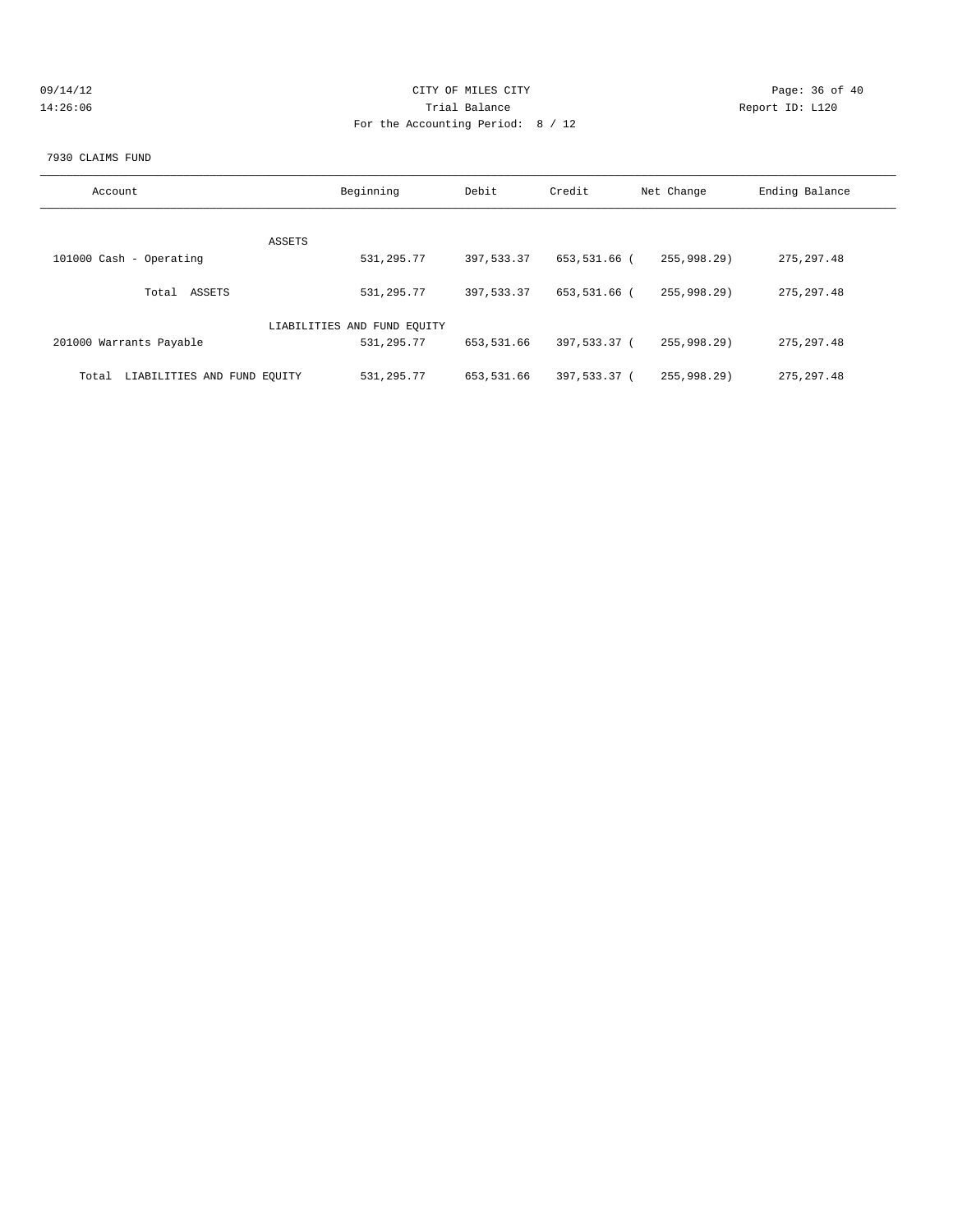CITY OF MILES CITY
Trial Balance
For the Accounting Period: 8 / 12

09/14/12
14:26:06

Report ID: L120

7930 CLAIMS FUND

| Account | Beginning | Debit | Credit | Net Change | Ending Balance |
|---|---|---|---|---|---|
| ASSETS | | | | | |
| 101000 Cash - Operating | 531,295.77 | 397,533.37 | 653,531.66 | ( 255,998.29) | 275,297.48 |
| Total ASSETS | 531,295.77 | 397,533.37 | 653,531.66 | ( 255,998.29) | 275,297.48 |
| LIABILITIES AND FUND EQUITY | | | | | |
| 201000 Warrants Payable | 531,295.77 | 653,531.66 | 397,533.37 | ( 255,998.29) | 275,297.48 |
| Total LIABILITIES AND FUND EQUITY | 531,295.77 | 653,531.66 | 397,533.37 | ( 255,998.29) | 275,297.48 |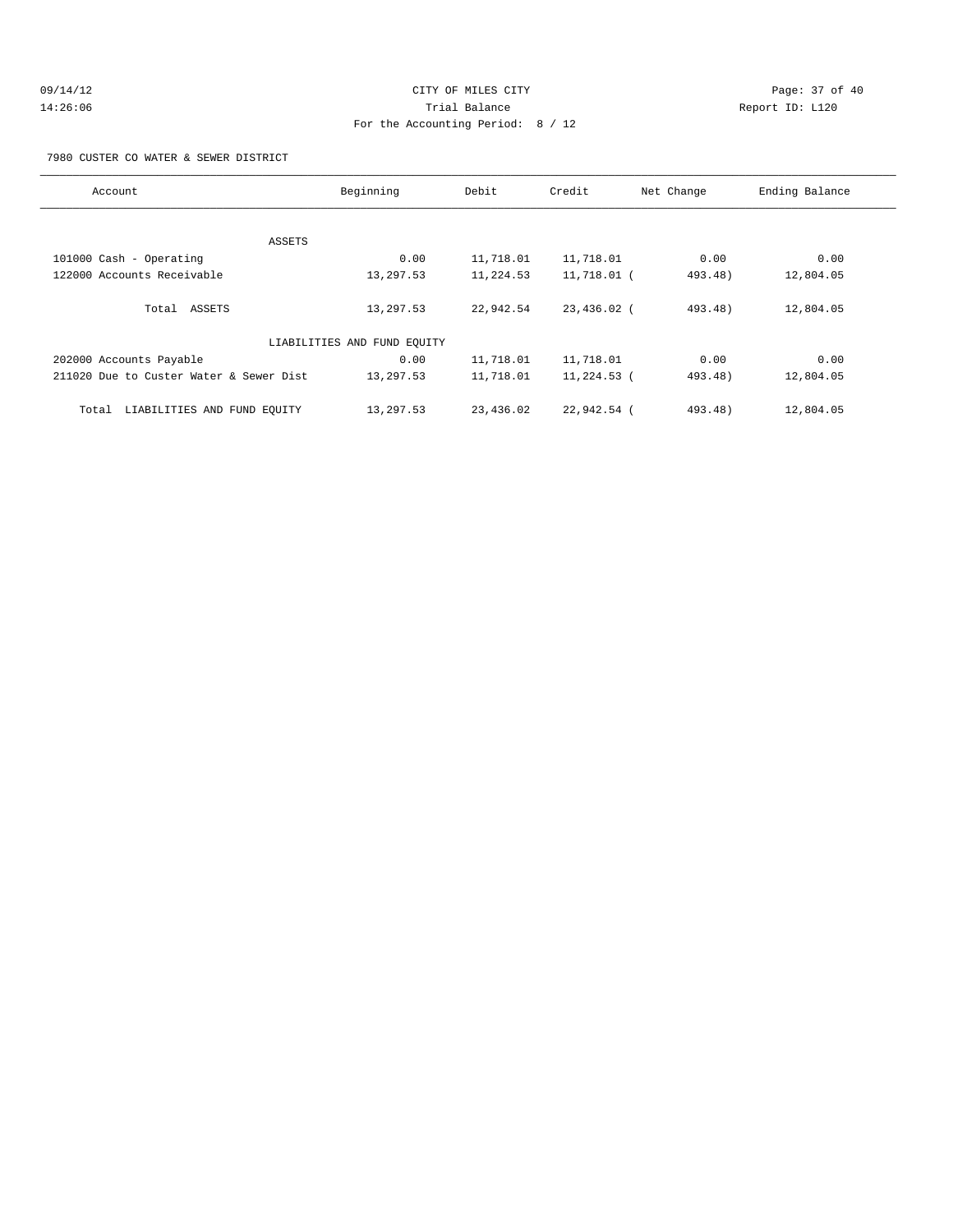CITY OF MILES CITY

Trial Balance

For the Accounting Period: 8 / 12

09/14/12 14:26:06 Report ID: L120

7980 CUSTER CO WATER & SEWER DISTRICT

| Account | Beginning | Debit | Credit | Net Change | Ending Balance |
|---|---|---|---|---|---|
| ASSETS | | | | | |
| 101000 Cash - Operating | 0.00 | 11,718.01 | 11,718.01 | 0.00 | 0.00 |
| 122000 Accounts Receivable | 13,297.53 | 11,224.53 | 11,718.01 | ( 493.48) | 12,804.05 |
| Total ASSETS | 13,297.53 | 22,942.54 | 23,436.02 | ( 493.48) | 12,804.05 |
| LIABILITIES AND FUND EQUITY | | | | | |
| 202000 Accounts Payable | 0.00 | 11,718.01 | 11,718.01 | 0.00 | 0.00 |
| 211020 Due to Custer Water & Sewer Dist | 13,297.53 | 11,718.01 | 11,224.53 | ( 493.48) | 12,804.05 |
| Total LIABILITIES AND FUND EQUITY | 13,297.53 | 23,436.02 | 22,942.54 | ( 493.48) | 12,804.05 |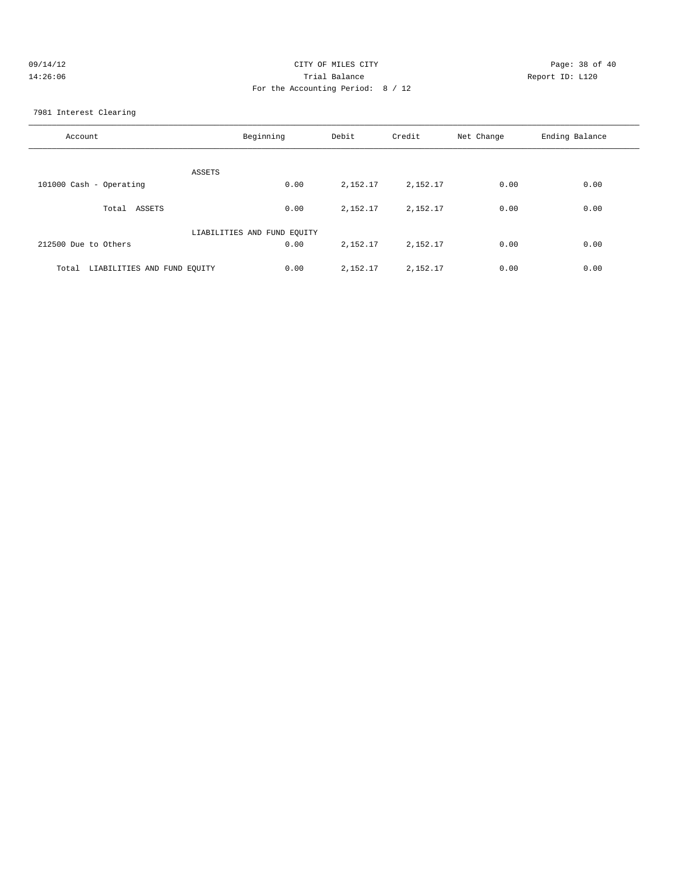CITY OF MILES CITY
Trial Balance
For the Accounting Period: 8 / 12

09/14/12
14:26:06

Report ID: L120

7981 Interest Clearing

| Account | Beginning | Debit | Credit | Net Change | Ending Balance |
|---|---|---|---|---|---|
| ASSETS | | | | | |
| 101000 Cash - Operating | 0.00 | 2,152.17 | 2,152.17 | 0.00 | 0.00 |
| Total ASSETS | 0.00 | 2,152.17 | 2,152.17 | 0.00 | 0.00 |
| LIABILITIES AND FUND EQUITY | | | | | |
| 212500 Due to Others | 0.00 | 2,152.17 | 2,152.17 | 0.00 | 0.00 |
| Total LIABILITIES AND FUND EQUITY | 0.00 | 2,152.17 | 2,152.17 | 0.00 | 0.00 |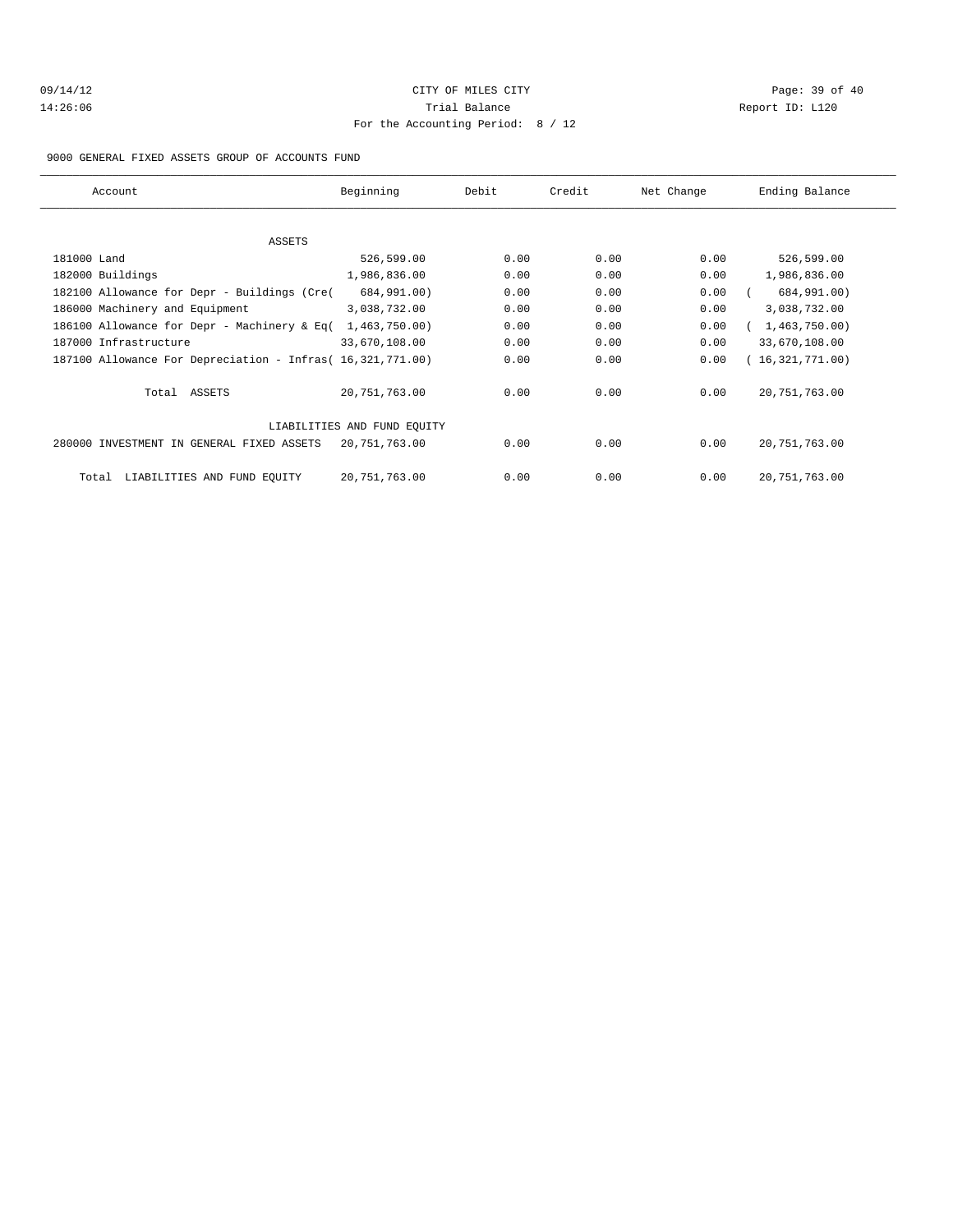09/14/12 CITY OF MILES CITY

14:26:06 Trial Balance Report ID: L120

For the Accounting Period: 8 / 12

9000 GENERAL FIXED ASSETS GROUP OF ACCOUNTS FUND

| Account | Beginning | Debit | Credit | Net Change | Ending Balance |
|---|---|---|---|---|---|
| ASSETS | | | | | |
| 181000 Land | 526,599.00 | 0.00 | 0.00 | 0.00 | 526,599.00 |
| 182000 Buildings | 1,986,836.00 | 0.00 | 0.00 | 0.00 | 1,986,836.00 |
| 182100 Allowance for Depr - Buildings (Cre( | 684,991.00) | 0.00 | 0.00 | 0.00 | ( 684,991.00) |
| 186000 Machinery and Equipment | 3,038,732.00 | 0.00 | 0.00 | 0.00 | 3,038,732.00 |
| 186100 Allowance for Depr - Machinery & Eq( | 1,463,750.00) | 0.00 | 0.00 | 0.00 | ( 1,463,750.00) |
| 187000 Infrastructure | 33,670,108.00 | 0.00 | 0.00 | 0.00 | 33,670,108.00 |
| 187100 Allowance For Depreciation - Infras( | 16,321,771.00) | 0.00 | 0.00 | 0.00 | ( 16,321,771.00) |
| Total ASSETS | 20,751,763.00 | 0.00 | 0.00 | 0.00 | 20,751,763.00 |
| LIABILITIES AND FUND EQUITY | | | | | |
| 280000 INVESTMENT IN GENERAL FIXED ASSETS | 20,751,763.00 | 0.00 | 0.00 | 0.00 | 20,751,763.00 |
| Total LIABILITIES AND FUND EQUITY | 20,751,763.00 | 0.00 | 0.00 | 0.00 | 20,751,763.00 |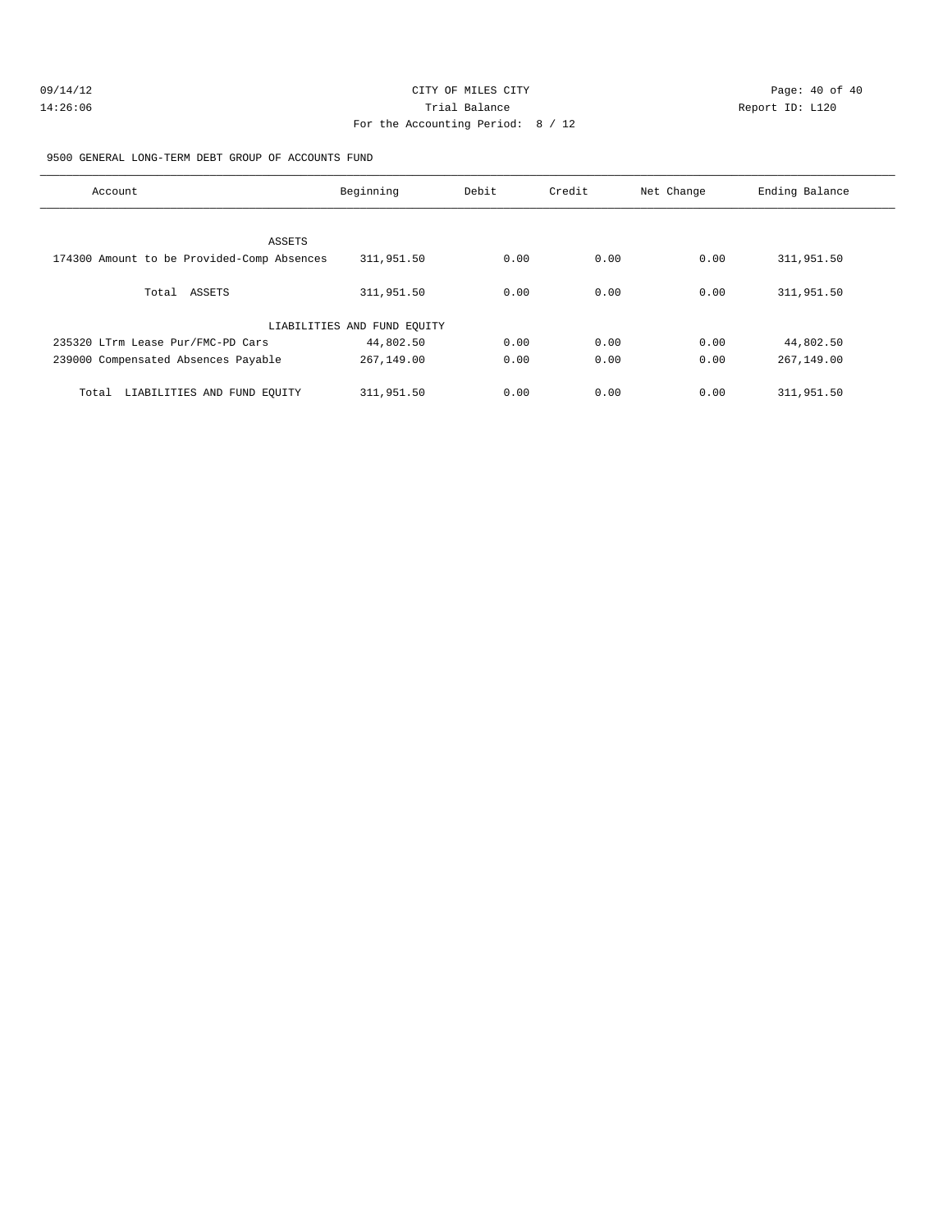# CITY OF MILES CITY

## Trial Balance

For the Accounting Period: 8 / 12

09/14/12 14:26:06 Report ID: L120

### 9500 GENERAL LONG-TERM DEBT GROUP OF ACCOUNTS FUND

| Account | Beginning | Debit | Credit | Net Change | Ending Balance |
|---|---|---|---|---|---|
| ASSETS | | | | | |
| 174300 Amount to be Provided-Comp Absences | 311,951.50 | 0.00 | 0.00 | 0.00 | 311,951.50 |
| Total ASSETS | 311,951.50 | 0.00 | 0.00 | 0.00 | 311,951.50 |
| LIABILITIES AND FUND EQUITY | | | | | |
| 235320 LTrm Lease Pur/FMC-PD Cars | 44,802.50 | 0.00 | 0.00 | 0.00 | 44,802.50 |
| 239000 Compensated Absences Payable | 267,149.00 | 0.00 | 0.00 | 0.00 | 267,149.00 |
| Total LIABILITIES AND FUND EQUITY | 311,951.50 | 0.00 | 0.00 | 0.00 | 311,951.50 |